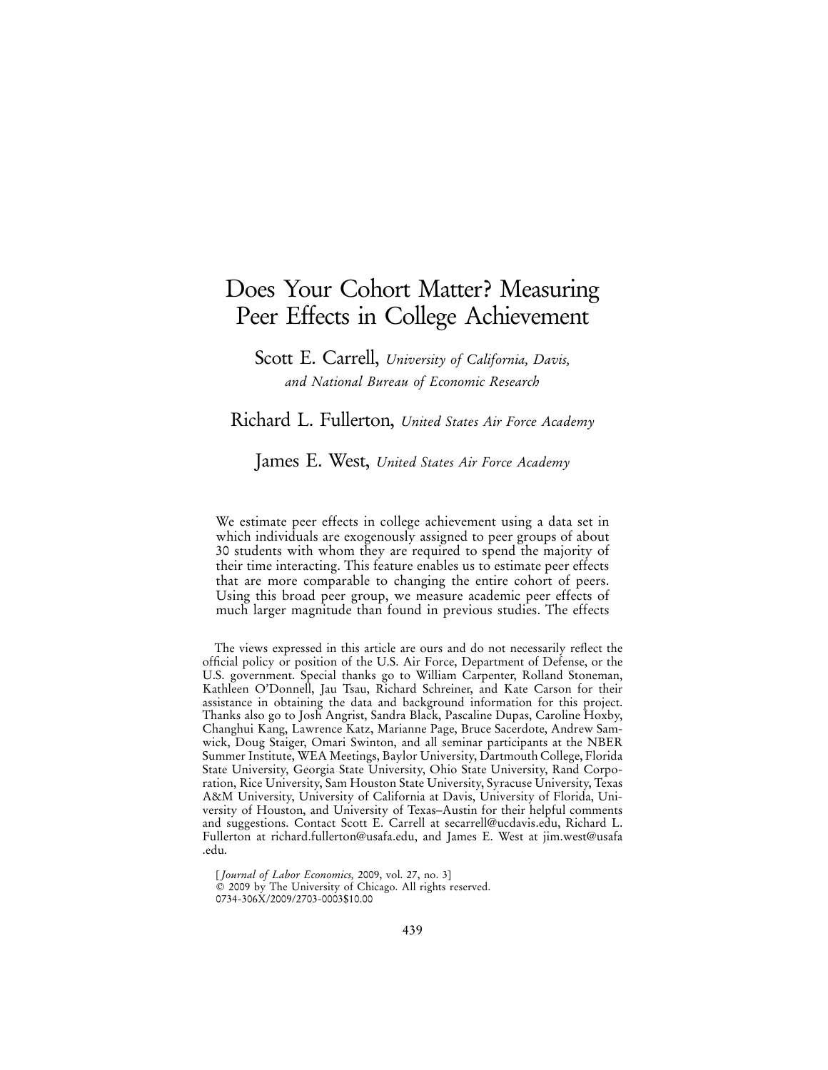# Does Your Cohort Matter? Measuring Peer Effects in College Achievement

**Scott E. Carrell,** *University of California, Davis, and National Bureau of Economic Research*

**Richard L. Fullerton,** *United States Air Force Academy*

**James E. West,** *United States Air Force Academy*

We estimate peer effects in college achievement using a data set in which individuals are exogenously assigned to peer groups of about 30 students with whom they are required to spend the majority of their time interacting. This feature enables us to estimate peer effects that are more comparable to changing the entire cohort of peers. Using this broad peer group, we measure academic peer effects of much larger magnitude than found in previous studies. The effects

The views expressed in this article are ours and do not necessarily reflect the official policy or position of the U.S. Air Force, Department of Defense, or the U.S. government. Special thanks go to William Carpenter, Rolland Stoneman, Kathleen O'Donnell, Jau Tsau, Richard Schreiner, and Kate Carson for their assistance in obtaining the data and background information for this project. Thanks also go to Josh Angrist, Sandra Black, Pascaline Dupas, Caroline Hoxby, Changhui Kang, Lawrence Katz, Marianne Page, Bruce Sacerdote, Andrew Samwick, Doug Staiger, Omari Swinton, and all seminar participants at the NBER Summer Institute, WEA Meetings, Baylor University, Dartmouth College, Florida State University, Georgia State University, Ohio State University, Rand Corporation, Rice University, Sam Houston State University, Syracuse University, Texas A&M University, University of California at Davis, University of Florida, University of Houston, and University of Texas–Austin for their helpful comments and suggestions. Contact Scott E. Carrell at secarrell@ucdavis.edu, Richard L. Fullerton at richard.fullerton@usafa.edu, and James E. West at jim.west@usafa.edu.

[*Journal of Labor Economics,* 2009, vol. 27, no. 3]
© 2009 by The University of Chicago. All rights reserved.
0734-306X/2009/2703-0003$10.00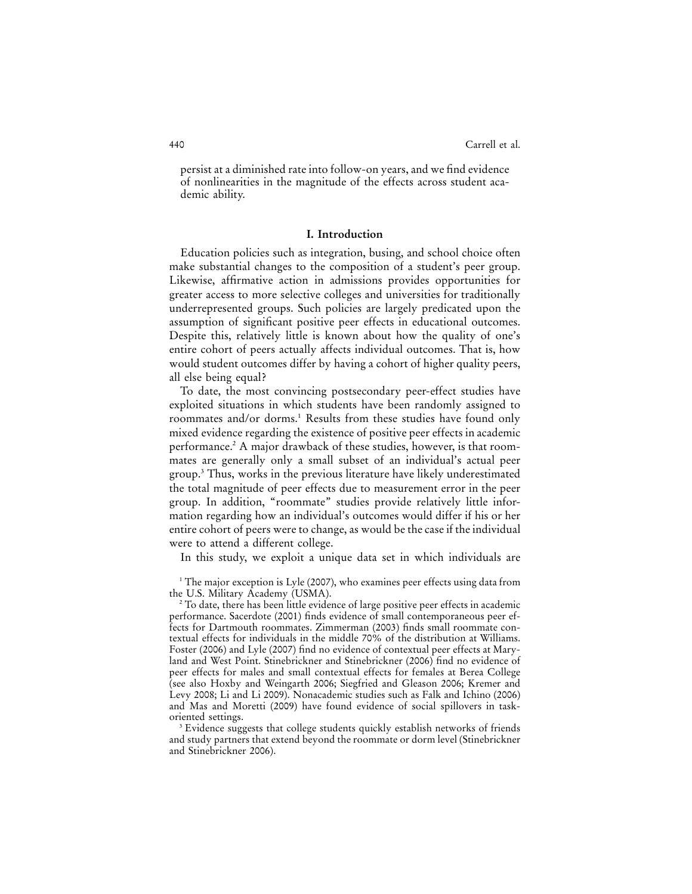persist at a diminished rate into follow-on years, and we find evidence of nonlinearities in the magnitude of the effects across student academic ability.

## I. Introduction

Education policies such as integration, busing, and school choice often make substantial changes to the composition of a student's peer group. Likewise, affirmative action in admissions provides opportunities for greater access to more selective colleges and universities for traditionally underrepresented groups. Such policies are largely predicated upon the assumption of significant positive peer effects in educational outcomes. Despite this, relatively little is known about how the quality of one's entire cohort of peers actually affects individual outcomes. That is, how would student outcomes differ by having a cohort of higher quality peers, all else being equal?

To date, the most convincing postsecondary peer-effect studies have exploited situations in which students have been randomly assigned to roommates and/or dorms.[1] Results from these studies have found only mixed evidence regarding the existence of positive peer effects in academic performance.[2] A major drawback of these studies, however, is that roommates are generally only a small subset of an individual's actual peer group.[3] Thus, works in the previous literature have likely underestimated the total magnitude of peer effects due to measurement error in the peer group. In addition, "roommate" studies provide relatively little information regarding how an individual's outcomes would differ if his or her entire cohort of peers were to change, as would be the case if the individual were to attend a different college.

In this study, we exploit a unique data set in which individuals are

[1] The major exception is Lyle (2007), who examines peer effects using data from the U.S. Military Academy (USMA).

[2] To date, there has been little evidence of large positive peer effects in academic performance. Sacerdote (2001) finds evidence of small contemporaneous peer effects for Dartmouth roommates. Zimmerman (2003) finds small roommate contextual effects for individuals in the middle 70% of the distribution at Williams. Foster (2006) and Lyle (2007) find no evidence of contextual peer effects at Maryland and West Point. Stinebrickner and Stinebrickner (2006) find no evidence of peer effects for males and small contextual effects for females at Berea College (see also Hoxby and Weingarth 2006; Siegfried and Gleason 2006; Kremer and Levy 2008; Li and Li 2009). Nonacademic studies such as Falk and Ichino (2006) and Mas and Moretti (2009) have found evidence of social spillovers in task-oriented settings.

[3] Evidence suggests that college students quickly establish networks of friends and study partners that extend beyond the roommate or dorm level (Stinebrickner and Stinebrickner 2006).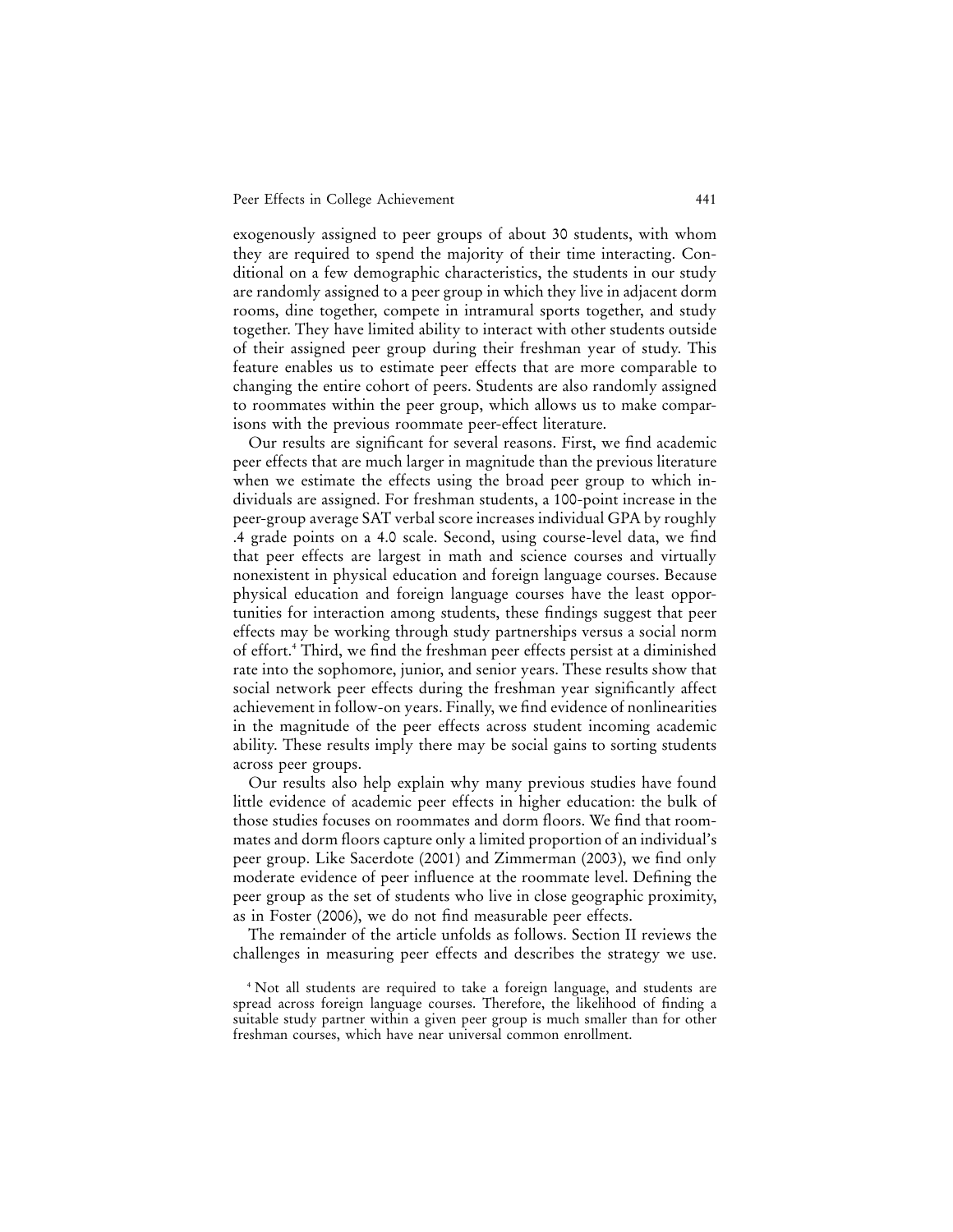exogenously assigned to peer groups of about 30 students, with whom they are required to spend the majority of their time interacting. Conditional on a few demographic characteristics, the students in our study are randomly assigned to a peer group in which they live in adjacent dorm rooms, dine together, compete in intramural sports together, and study together. They have limited ability to interact with other students outside of their assigned peer group during their freshman year of study. This feature enables us to estimate peer effects that are more comparable to changing the entire cohort of peers. Students are also randomly assigned to roommates within the peer group, which allows us to make comparisons with the previous roommate peer-effect literature.

Our results are significant for several reasons. First, we find academic peer effects that are much larger in magnitude than the previous literature when we estimate the effects using the broad peer group to which individuals are assigned. For freshman students, a 100-point increase in the peer-group average SAT verbal score increases individual GPA by roughly .4 grade points on a 4.0 scale. Second, using course-level data, we find that peer effects are largest in math and science courses and virtually nonexistent in physical education and foreign language courses. Because physical education and foreign language courses have the least opportunities for interaction among students, these findings suggest that peer effects may be working through study partnerships versus a social norm of effort.[4] Third, we find the freshman peer effects persist at a diminished rate into the sophomore, junior, and senior years. These results show that social network peer effects during the freshman year significantly affect achievement in follow-on years. Finally, we find evidence of nonlinearities in the magnitude of the peer effects across student incoming academic ability. These results imply there may be social gains to sorting students across peer groups.

Our results also help explain why many previous studies have found little evidence of academic peer effects in higher education: the bulk of those studies focuses on roommates and dorm floors. We find that roommates and dorm floors capture only a limited proportion of an individual's peer group. Like Sacerdote (2001) and Zimmerman (2003), we find only moderate evidence of peer influence at the roommate level. Defining the peer group as the set of students who live in close geographic proximity, as in Foster (2006), we do not find measurable peer effects.

The remainder of the article unfolds as follows. Section II reviews the challenges in measuring peer effects and describes the strategy we use.

[4] Not all students are required to take a foreign language, and students are spread across foreign language courses. Therefore, the likelihood of finding a suitable study partner within a given peer group is much smaller than for other freshman courses, which have near universal common enrollment.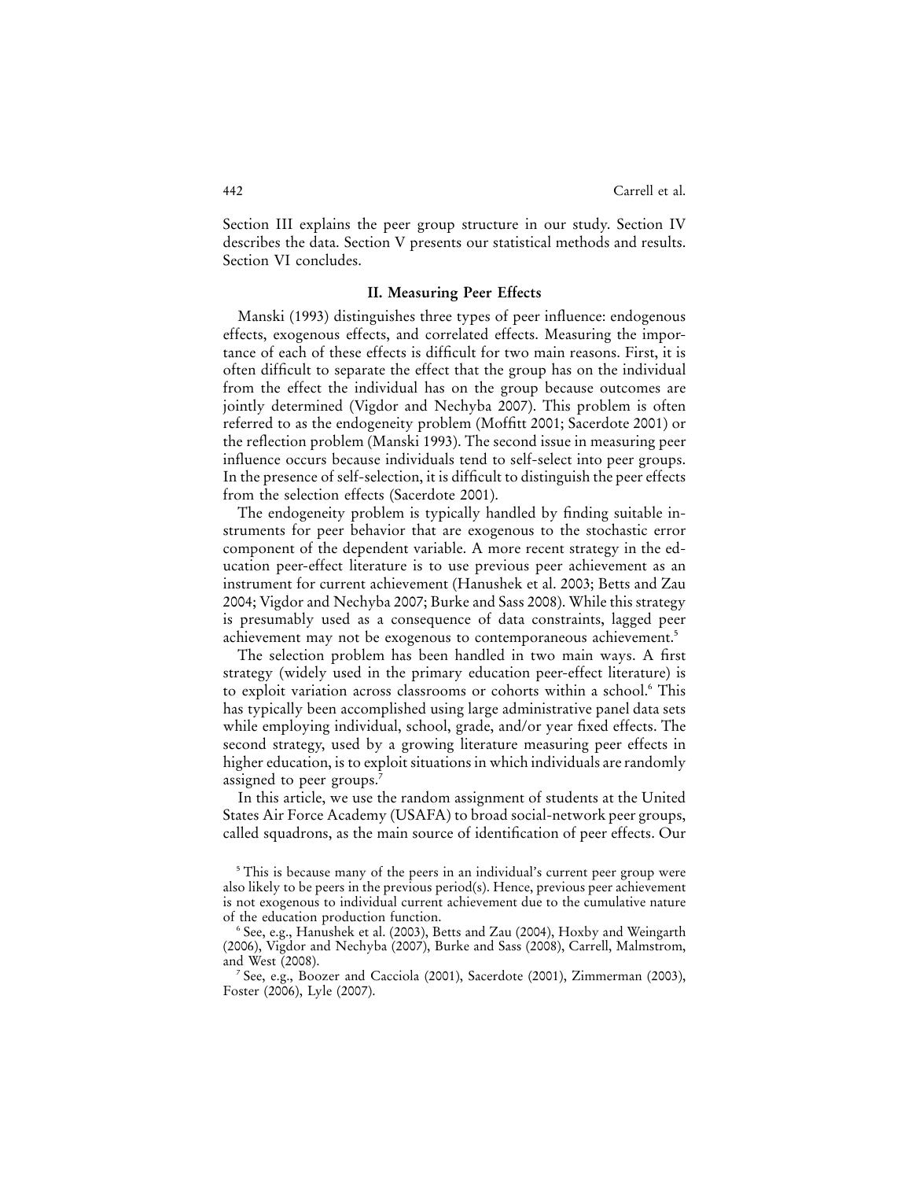Section III explains the peer group structure in our study. Section IV describes the data. Section V presents our statistical methods and results. Section VI concludes.

## II. Measuring Peer Effects

Manski (1993) distinguishes three types of peer influence: endogenous effects, exogenous effects, and correlated effects. Measuring the importance of each of these effects is difficult for two main reasons. First, it is often difficult to separate the effect that the group has on the individual from the effect the individual has on the group because outcomes are jointly determined (Vigdor and Nechyba 2007). This problem is often referred to as the endogeneity problem (Moffitt 2001; Sacerdote 2001) or the reflection problem (Manski 1993). The second issue in measuring peer influence occurs because individuals tend to self-select into peer groups. In the presence of self-selection, it is difficult to distinguish the peer effects from the selection effects (Sacerdote 2001).

The endogeneity problem is typically handled by finding suitable instruments for peer behavior that are exogenous to the stochastic error component of the dependent variable. A more recent strategy in the education peer-effect literature is to use previous peer achievement as an instrument for current achievement (Hanushek et al. 2003; Betts and Zau 2004; Vigdor and Nechyba 2007; Burke and Sass 2008). While this strategy is presumably used as a consequence of data constraints, lagged peer achievement may not be exogenous to contemporaneous achievement.[5]

The selection problem has been handled in two main ways. A first strategy (widely used in the primary education peer-effect literature) is to exploit variation across classrooms or cohorts within a school.[6] This has typically been accomplished using large administrative panel data sets while employing individual, school, grade, and/or year fixed effects. The second strategy, used by a growing literature measuring peer effects in higher education, is to exploit situations in which individuals are randomly assigned to peer groups.[7]

In this article, we use the random assignment of students at the United States Air Force Academy (USAFA) to broad social-network peer groups, called squadrons, as the main source of identification of peer effects. Our

[5] This is because many of the peers in an individual's current peer group were also likely to be peers in the previous period(s). Hence, previous peer achievement is not exogenous to individual current achievement due to the cumulative nature of the education production function.

[6] See, e.g., Hanushek et al. (2003), Betts and Zau (2004), Hoxby and Weingarth (2006), Vigdor and Nechyba (2007), Burke and Sass (2008), Carrell, Malmstrom, and West (2008).

[7] See, e.g., Boozer and Cacciola (2001), Sacerdote (2001), Zimmerman (2003), Foster (2006), Lyle (2007).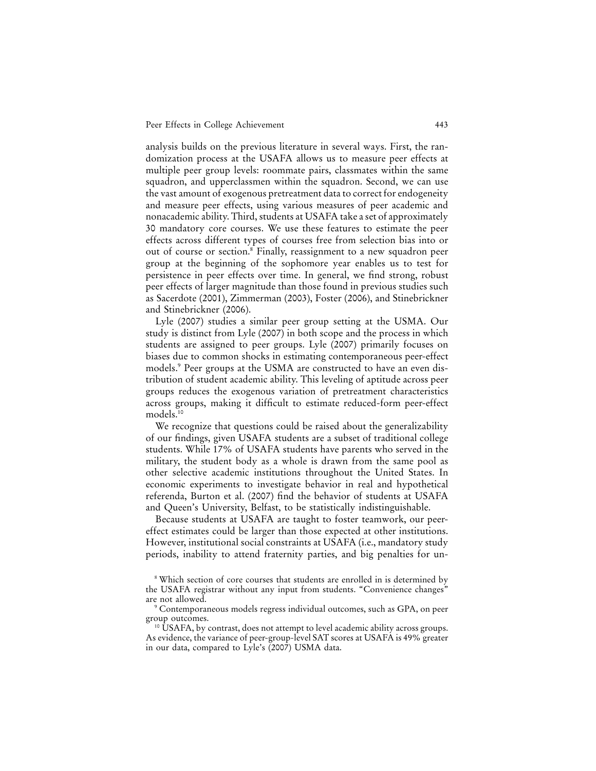analysis builds on the previous literature in several ways. First, the randomization process at the USAFA allows us to measure peer effects at multiple peer group levels: roommate pairs, classmates within the same squadron, and upperclassmen within the squadron. Second, we can use the vast amount of exogenous pretreatment data to correct for endogeneity and measure peer effects, using various measures of peer academic and nonacademic ability. Third, students at USAFA take a set of approximately 30 mandatory core courses. We use these features to estimate the peer effects across different types of courses free from selection bias into or out of course or section.[8] Finally, reassignment to a new squadron peer group at the beginning of the sophomore year enables us to test for persistence in peer effects over time. In general, we find strong, robust peer effects of larger magnitude than those found in previous studies such as Sacerdote (2001), Zimmerman (2003), Foster (2006), and Stinebrickner and Stinebrickner (2006).

Lyle (2007) studies a similar peer group setting at the USMA. Our study is distinct from Lyle (2007) in both scope and the process in which students are assigned to peer groups. Lyle (2007) primarily focuses on biases due to common shocks in estimating contemporaneous peer-effect models.[9] Peer groups at the USMA are constructed to have an even distribution of student academic ability. This leveling of aptitude across peer groups reduces the exogenous variation of pretreatment characteristics across groups, making it difficult to estimate reduced-form peer-effect models.[10]

We recognize that questions could be raised about the generalizability of our findings, given USAFA students are a subset of traditional college students. While 17% of USAFA students have parents who served in the military, the student body as a whole is drawn from the same pool as other selective academic institutions throughout the United States. In economic experiments to investigate behavior in real and hypothetical referenda, Burton et al. (2007) find the behavior of students at USAFA and Queen's University, Belfast, to be statistically indistinguishable.

Because students at USAFA are taught to foster teamwork, our peer-effect estimates could be larger than those expected at other institutions. However, institutional social constraints at USAFA (i.e., mandatory study periods, inability to attend fraternity parties, and big penalties for un-

[8] Which section of core courses that students are enrolled in is determined by the USAFA registrar without any input from students. "Convenience changes" are not allowed.

[9] Contemporaneous models regress individual outcomes, such as GPA, on peer group outcomes.

[10] USAFA, by contrast, does not attempt to level academic ability across groups. As evidence, the variance of peer-group-level SAT scores at USAFA is 49% greater in our data, compared to Lyle's (2007) USMA data.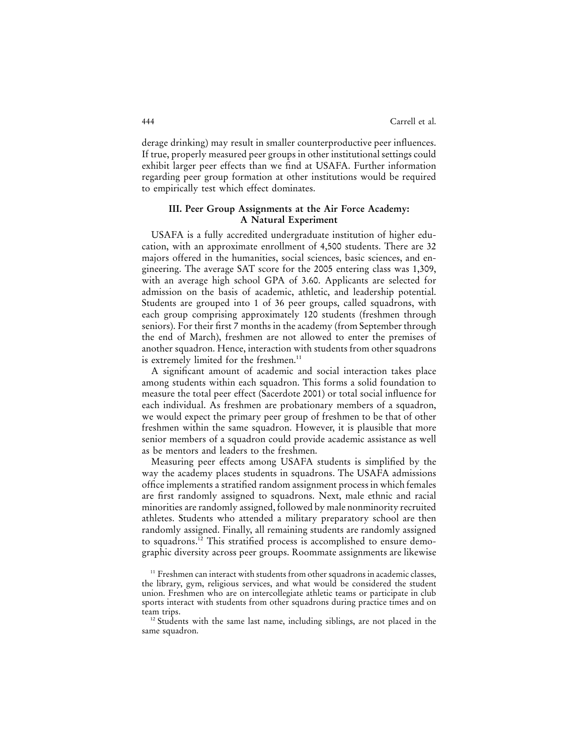derage drinking) may result in smaller counterproductive peer influences. If true, properly measured peer groups in other institutional settings could exhibit larger peer effects than we find at USAFA. Further information regarding peer group formation at other institutions would be required to empirically test which effect dominates.

## III. Peer Group Assignments at the Air Force Academy: A Natural Experiment

USAFA is a fully accredited undergraduate institution of higher education, with an approximate enrollment of 4,500 students. There are 32 majors offered in the humanities, social sciences, basic sciences, and engineering. The average SAT score for the 2005 entering class was 1,309, with an average high school GPA of 3.60. Applicants are selected for admission on the basis of academic, athletic, and leadership potential. Students are grouped into 1 of 36 peer groups, called squadrons, with each group comprising approximately 120 students (freshmen through seniors). For their first 7 months in the academy (from September through the end of March), freshmen are not allowed to enter the premises of another squadron. Hence, interaction with students from other squadrons is extremely limited for the freshmen.[11]

A significant amount of academic and social interaction takes place among students within each squadron. This forms a solid foundation to measure the total peer effect (Sacerdote 2001) or total social influence for each individual. As freshmen are probationary members of a squadron, we would expect the primary peer group of freshmen to be that of other freshmen within the same squadron. However, it is plausible that more senior members of a squadron could provide academic assistance as well as be mentors and leaders to the freshmen.

Measuring peer effects among USAFA students is simplified by the way the academy places students in squadrons. The USAFA admissions office implements a stratified random assignment process in which females are first randomly assigned to squadrons. Next, male ethnic and racial minorities are randomly assigned, followed by male nonminority recruited athletes. Students who attended a military preparatory school are then randomly assigned. Finally, all remaining students are randomly assigned to squadrons.[12] This stratified process is accomplished to ensure demographic diversity across peer groups. Roommate assignments are likewise

[11] Freshmen can interact with students from other squadrons in academic classes, the library, gym, religious services, and what would be considered the student union. Freshmen who are on intercollegiate athletic teams or participate in club sports interact with students from other squadrons during practice times and on team trips.

[12] Students with the same last name, including siblings, are not placed in the same squadron.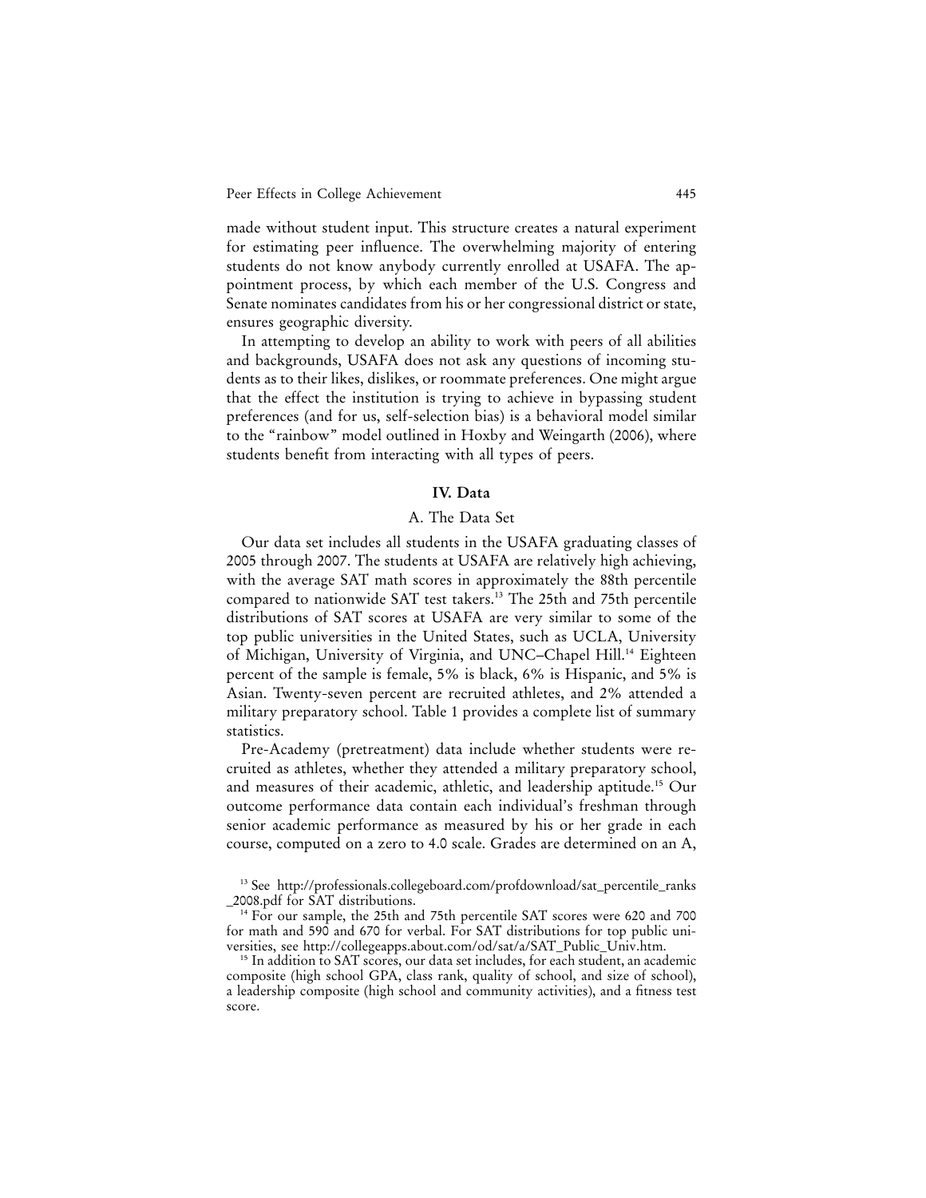made without student input. This structure creates a natural experiment for estimating peer influence. The overwhelming majority of entering students do not know anybody currently enrolled at USAFA. The appointment process, by which each member of the U.S. Congress and Senate nominates candidates from his or her congressional district or state, ensures geographic diversity.

In attempting to develop an ability to work with peers of all abilities and backgrounds, USAFA does not ask any questions of incoming students as to their likes, dislikes, or roommate preferences. One might argue that the effect the institution is trying to achieve in bypassing student preferences (and for us, self-selection bias) is a behavioral model similar to the "rainbow" model outlined in Hoxby and Weingarth (2006), where students benefit from interacting with all types of peers.

## IV. Data

### A. The Data Set

Our data set includes all students in the USAFA graduating classes of 2005 through 2007. The students at USAFA are relatively high achieving, with the average SAT math scores in approximately the 88th percentile compared to nationwide SAT test takers.[13] The 25th and 75th percentile distributions of SAT scores at USAFA are very similar to some of the top public universities in the United States, such as UCLA, University of Michigan, University of Virginia, and UNC–Chapel Hill.[14] Eighteen percent of the sample is female, 5% is black, 6% is Hispanic, and 5% is Asian. Twenty-seven percent are recruited athletes, and 2% attended a military preparatory school. Table 1 provides a complete list of summary statistics.

Pre-Academy (pretreatment) data include whether students were recruited as athletes, whether they attended a military preparatory school, and measures of their academic, athletic, and leadership aptitude.[15] Our outcome performance data contain each individual's freshman through senior academic performance as measured by his or her grade in each course, computed on a zero to 4.0 scale. Grades are determined on an A,

[13] See http://professionals.collegeboard.com/profdownload/sat_percentile_ranks_2008.pdf for SAT distributions.

[14] For our sample, the 25th and 75th percentile SAT scores were 620 and 700 for math and 590 and 670 for verbal. For SAT distributions for top public universities, see http://collegeapps.about.com/od/sat/a/SAT_Public_Univ.htm.

[15] In addition to SAT scores, our data set includes, for each student, an academic composite (high school GPA, class rank, quality of school, and size of school), a leadership composite (high school and community activities), and a fitness test score.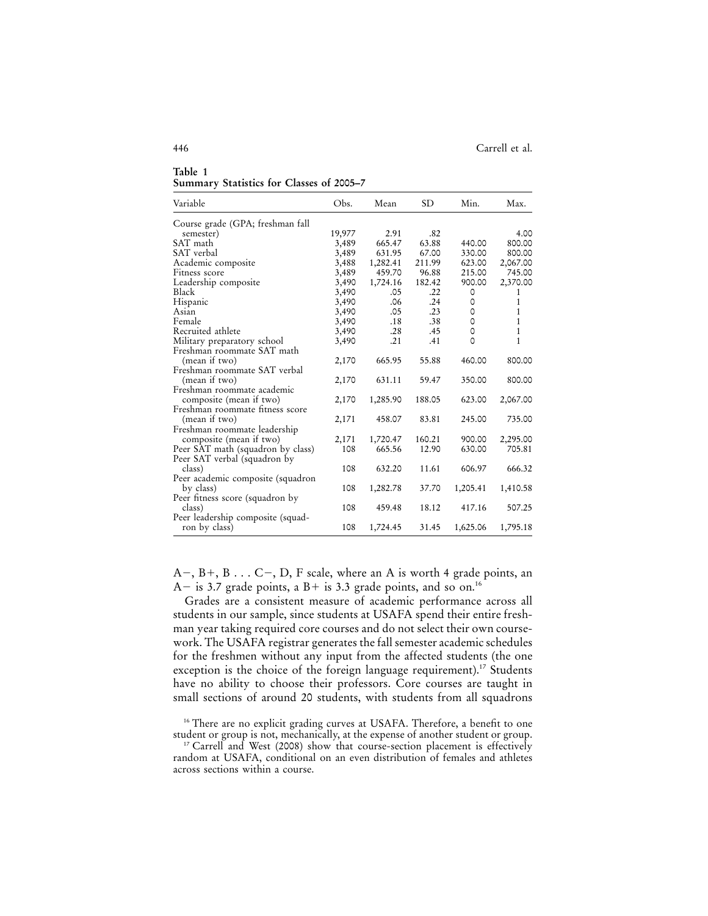**Table 1**
**Summary Statistics for Classes of 2005–7**

| Variable | Obs. | Mean | SD | Min. | Max. |
|---|---|---|---|---|---|
| Course grade (GPA; freshman fall semester) | 19,977 | 2.91 | .82 | | 4.00 |
| SAT math | 3,489 | 665.47 | 63.88 | 440.00 | 800.00 |
| SAT verbal | 3,489 | 631.95 | 67.00 | 330.00 | 800.00 |
| Academic composite | 3,488 | 1,282.41 | 211.99 | 623.00 | 2,067.00 |
| Fitness score | 3,489 | 459.70 | 96.88 | 215.00 | 745.00 |
| Leadership composite | 3,490 | 1,724.16 | 182.42 | 900.00 | 2,370.00 |
| Black | 3,490 | .05 | .22 | 0 | 1 |
| Hispanic | 3,490 | .06 | .24 | 0 | 1 |
| Asian | 3,490 | .05 | .23 | 0 | 1 |
| Female | 3,490 | .18 | .38 | 0 | 1 |
| Recruited athlete | 3,490 | .28 | .45 | 0 | 1 |
| Military preparatory school | 3,490 | .21 | .41 | 0 | 1 |
| Freshman roommate SAT math (mean if two) | 2,170 | 665.95 | 55.88 | 460.00 | 800.00 |
| Freshman roommate SAT verbal (mean if two) | 2,170 | 631.11 | 59.47 | 350.00 | 800.00 |
| Freshman roommate academic composite (mean if two) | 2,170 | 1,285.90 | 188.05 | 623.00 | 2,067.00 |
| Freshman roommate fitness score (mean if two) | 2,171 | 458.07 | 83.81 | 245.00 | 735.00 |
| Freshman roommate leadership composite (mean if two) | 2,171 | 1,720.47 | 160.21 | 900.00 | 2,295.00 |
| Peer SAT math (squadron by class) | 108 | 665.56 | 12.90 | 630.00 | 705.81 |
| Peer SAT verbal (squadron by class) | 108 | 632.20 | 11.61 | 606.97 | 666.32 |
| Peer academic composite (squadron by class) | 108 | 1,282.78 | 37.70 | 1,205.41 | 1,410.58 |
| Peer fitness score (squadron by class) | 108 | 459.48 | 18.12 | 417.16 | 507.25 |
| Peer leadership composite (squadron by class) | 108 | 1,724.45 | 31.45 | 1,625.06 | 1,795.18 |

A−, B+, B . . . C−, D, F scale, where an A is worth 4 grade points, an A− is 3.7 grade points, a B+ is 3.3 grade points, and so on.[16]

Grades are a consistent measure of academic performance across all students in our sample, since students at USAFA spend their entire freshman year taking required core courses and do not select their own coursework. The USAFA registrar generates the fall semester academic schedules for the freshmen without any input from the affected students (the one exception is the choice of the foreign language requirement).[17] Students have no ability to choose their professors. Core courses are taught in small sections of around 20 students, with students from all squadrons

[16] There are no explicit grading curves at USAFA. Therefore, a benefit to one student or group is not, mechanically, at the expense of another student or group.

[17] Carrell and West (2008) show that course-section placement is effectively random at USAFA, conditional on an even distribution of females and athletes across sections within a course.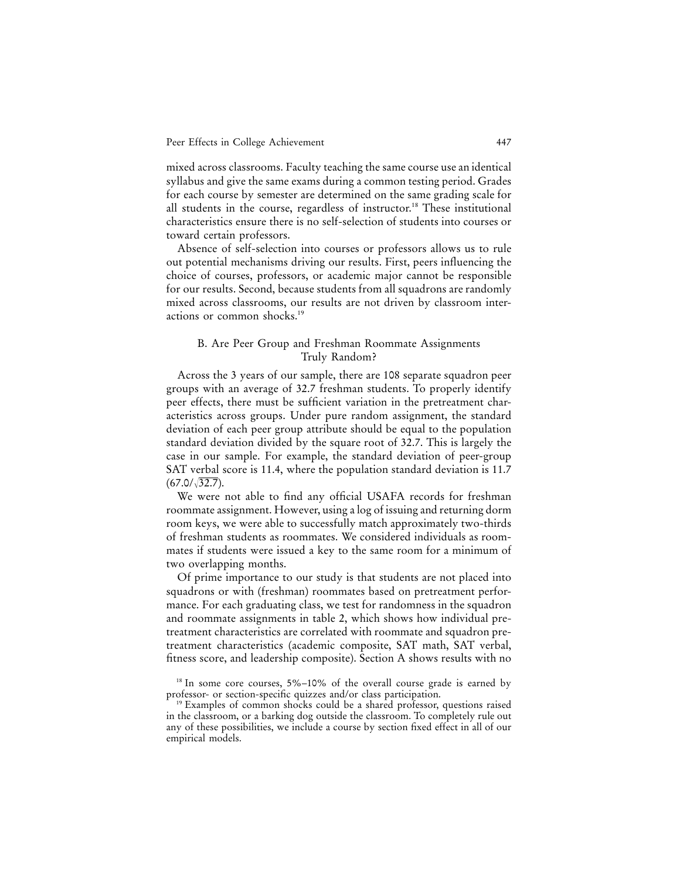mixed across classrooms. Faculty teaching the same course use an identical syllabus and give the same exams during a common testing period. Grades for each course by semester are determined on the same grading scale for all students in the course, regardless of instructor.[18] These institutional characteristics ensure there is no self-selection of students into courses or toward certain professors.

Absence of self-selection into courses or professors allows us to rule out potential mechanisms driving our results. First, peers influencing the choice of courses, professors, or academic major cannot be responsible for our results. Second, because students from all squadrons are randomly mixed across classrooms, our results are not driven by classroom interactions or common shocks.[19]

### B. Are Peer Group and Freshman Roommate Assignments Truly Random?

Across the 3 years of our sample, there are 108 separate squadron peer groups with an average of 32.7 freshman students. To properly identify peer effects, there must be sufficient variation in the pretreatment characteristics across groups. Under pure random assignment, the standard deviation of each peer group attribute should be equal to the population standard deviation divided by the square root of 32.7. This is largely the case in our sample. For example, the standard deviation of peer-group SAT verbal score is 11.4, where the population standard deviation is 11.7 $(67.0/\sqrt{32.7})$.

We were not able to find any official USAFA records for freshman roommate assignment. However, using a log of issuing and returning dorm room keys, we were able to successfully match approximately two-thirds of freshman students as roommates. We considered individuals as roommates if students were issued a key to the same room for a minimum of two overlapping months.

Of prime importance to our study is that students are not placed into squadrons or with (freshman) roommates based on pretreatment performance. For each graduating class, we test for randomness in the squadron and roommate assignments in table 2, which shows how individual pretreatment characteristics are correlated with roommate and squadron pretreatment characteristics (academic composite, SAT math, SAT verbal, fitness score, and leadership composite). Section A shows results with no

[18] In some core courses, 5%–10% of the overall course grade is earned by professor- or section-specific quizzes and/or class participation.

[19] Examples of common shocks could be a shared professor, questions raised in the classroom, or a barking dog outside the classroom. To completely rule out any of these possibilities, we include a course by section fixed effect in all of our empirical models.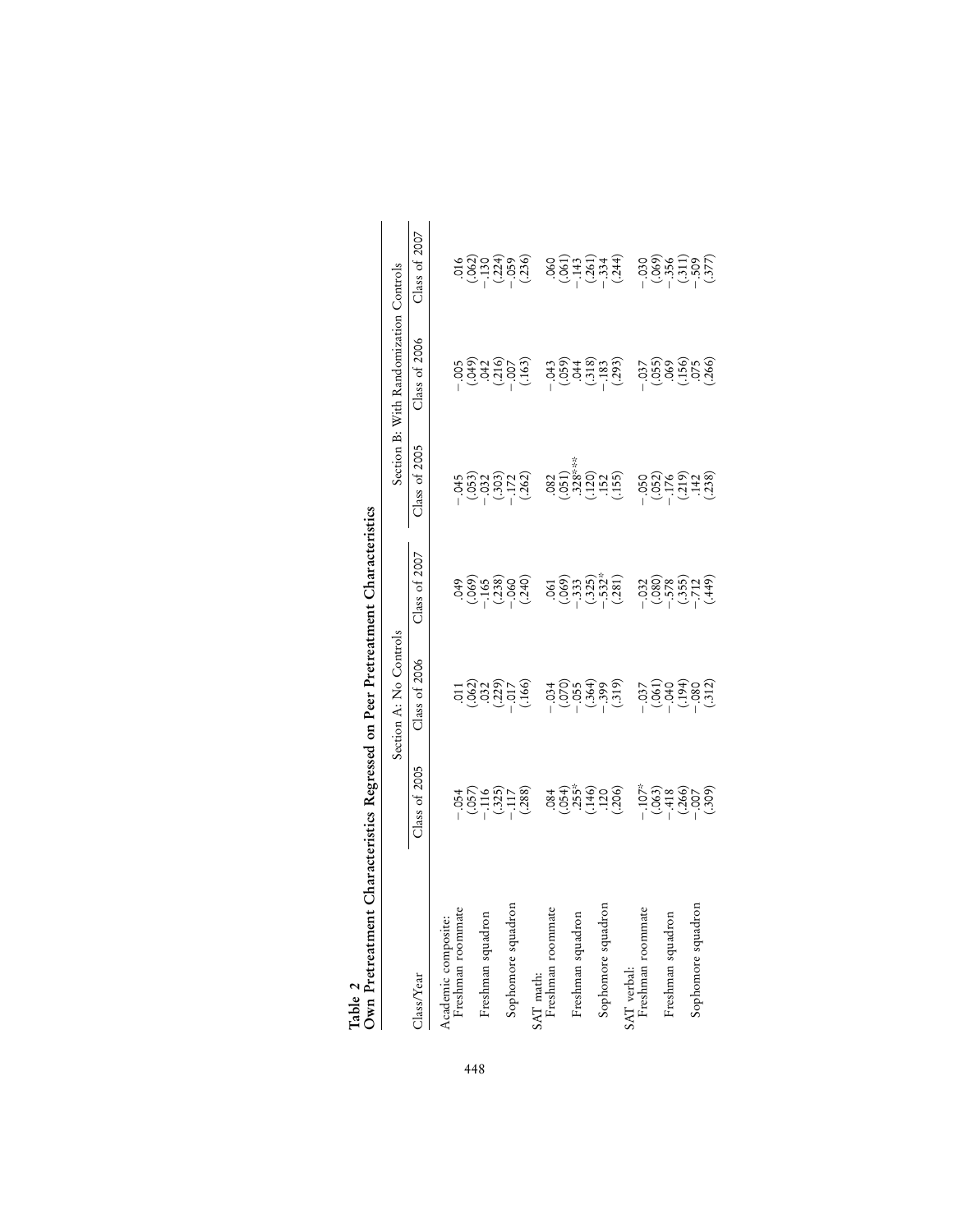**Table 2**
**Own Pretreatment Characteristics Regressed on Peer Pretreatment Characteristics**

| | Section A: No Controls | | | Section B: With Randomization Controls | | |
|---|---|---|---|---|---|---|
| Class/Year | Class of 2005 | Class of 2006 | Class of 2007 | Class of 2005 | Class of 2006 | Class of 2007 |
| Academic composite: | | | | | | |
| Freshman roommate | −.054 | .011 | .049 | −.045 | −.005 | .016 |
| | (.057) | (.062) | (.069) | (.053) | (.049) | (.062) |
| Freshman squadron | −.116 | .032 | −.165 | −.032 | .042 | −.130 |
| | (.325) | (.229) | (.238) | (.303) | (.216) | (.224) |
| Sophomore squadron | −.117 | −.017 | −.060 | −.172 | −.007 | −.059 |
| | (.288) | (.166) | (.240) | (.262) | (.163) | (.236) |
| SAT math: | | | | | | |
| Freshman roommate | .084 | −.034 | .061 | .082 | −.043 | .060 |
| | (.054) | (.070) | (.069) | (.051) | (.059) | (.061) |
| Freshman squadron | .255* | −.055 | −.333 | .328*** | .044 | −.143 |
| | (.146) | (.364) | (.325) | (.120) | (.318) | (.261) |
| Sophomore squadron | .120 | −.399 | −.532* | .152 | −.183 | −.334 |
| | (.206) | (.319) | (.281) | (.155) | (.293) | (.244) |
| SAT verbal: | | | | | | |
| Freshman roommate | −.107* | −.037 | −.032 | −.050 | −.037 | −.030 |
| | (.063) | (.061) | (.080) | (.052) | (.055) | (.069) |
| Freshman squadron | −.418 | −.040 | −.578 | −.176 | .069 | −.356 |
| | (.266) | (.194) | (.355) | (.219) | (.156) | (.311) |
| Sophomore squadron | −.007 | −.080 | −.712 | .142 | .075 | −.509 |
| | (.309) | (.312) | (.449) | (.238) | (.266) | (.377) |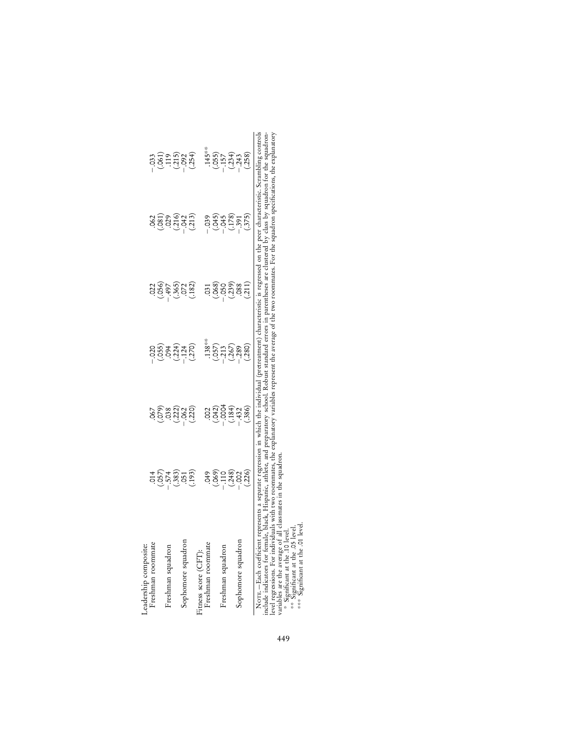| | | | | | | |
|---|---|---|---|---|---|---|
| Leadership composite: | | | | | | |
| Freshman roommate | .014 | .067 | −.020 | .022 | .062 | −.033 |
| | (.057) | (.079) | (.055) | (.056) | (.081) | (.061) |
| Freshman squadron | −.574 | .038 | .094 | −.497 | .029 | .119 |
| | (.383) | (.222) | (.224) | (.365) | (.216) | (.215) |
| Sophomore squadron | .051 | −.062 | −.124 | .072 | −.042 | −.092 |
| | (.193) | (.220) | (.270) | (.182) | (.213) | (.254) |
| Fitness score (CFT): | | | | | | |
| Freshman roommate | .049 | .002 | .138** | .031 | −.039 | .145** |
| | (.069) | (.042) | (.057) | (.068) | (.045) | (.055) |
| Freshman squadron | −.110 | −.0004 | −.213 | −.050 | −.045 | −.157 |
| | (.248) | (.184) | (.267) | (.239) | (.178) | (.234) |
| Sophomore squadron | −.002 | −.432 | −.289 | .088 | −.391 | −.243 |
| | (.226) | (.386) | (.280) | (.211) | (.375) | (.258) |

Note.—Each coefficient represents a separate regression in which the individual (pretreatment) characteristic is regressed on the peer characteristic. Scrambling controls include indicators for female, black, Hispanic, athlete, and preparatory school. Robust standard errors in parentheses are clustered by class by squadron for the squadron-level regressions. For individuals with two roommates, the explanatory variables represent the average of the two roommates. For the squadron specifications, the explanatory variables are the average of all classmates in the squadron.

\* Significant at the .10 level.

\*\* Significant at the .05 level.

\*\*\* Significant at the .01 level.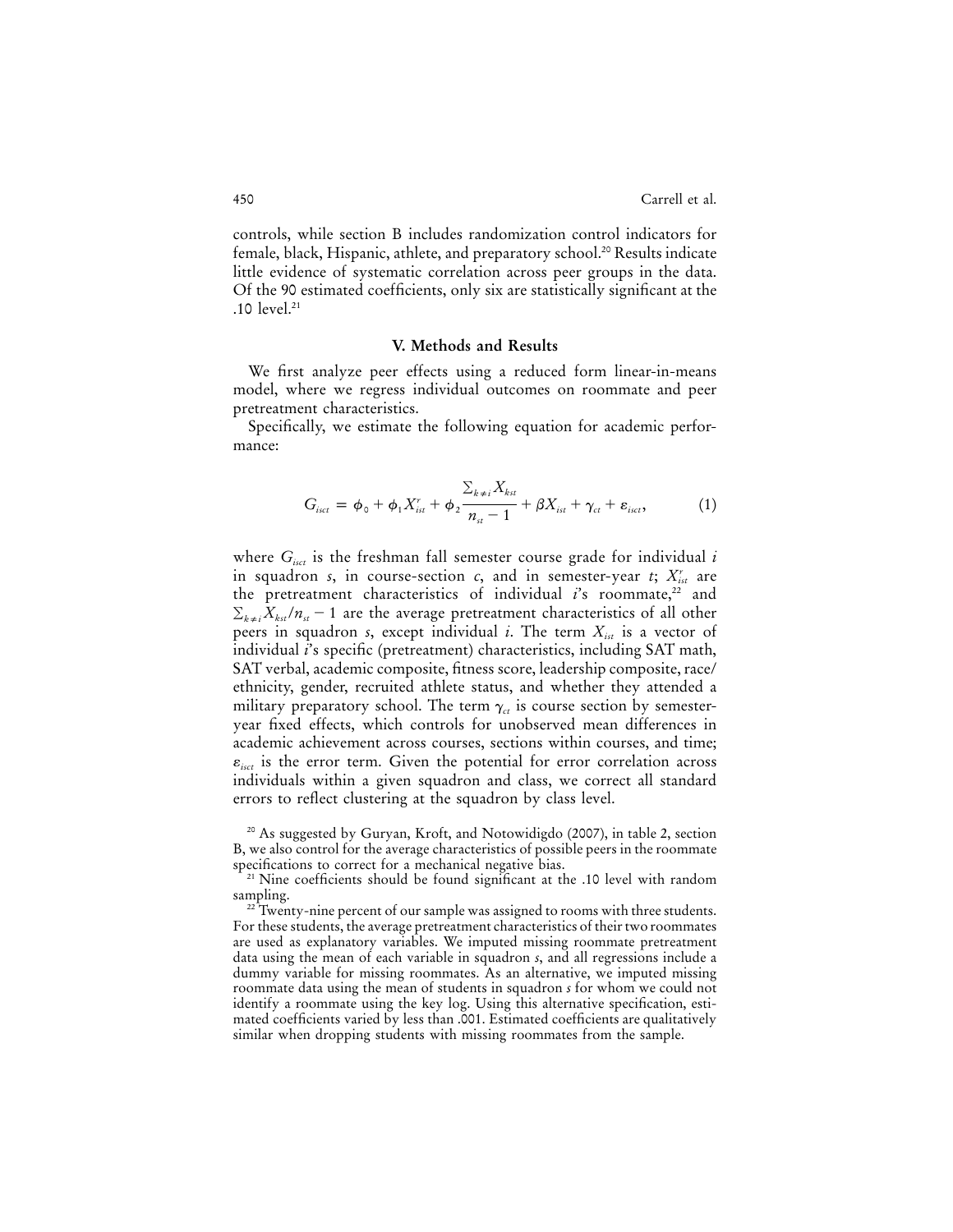controls, while section B includes randomization control indicators for female, black, Hispanic, athlete, and preparatory school.[20] Results indicate little evidence of systematic correlation across peer groups in the data. Of the 90 estimated coefficients, only six are statistically significant at the .10 level.[21]

## V. Methods and Results

We first analyze peer effects using a reduced form linear-in-means model, where we regress individual outcomes on roommate and peer pretreatment characteristics.

Specifically, we estimate the following equation for academic performance:

$$G_{isct} = \phi_0 + \phi_1 X_{ist}^r + \phi_2 \frac{\sum_{k \neq i} X_{kst}}{n_{st} - 1} + \beta X_{ist} + \gamma_{ct} + \varepsilon_{isct}, \tag{1}$$

where $G_{isct}$ is the freshman fall semester course grade for individual $i$ in squadron $s$, in course-section $c$, and in semester-year $t$; $X_{ist}^r$ are the pretreatment characteristics of individual $i$'s roommate,[22] and $\sum_{k \neq i} X_{kst}/n_{st} - 1$ are the average pretreatment characteristics of all other peers in squadron $s$, except individual $i$. The term $X_{ist}$ is a vector of individual $i$'s specific (pretreatment) characteristics, including SAT math, SAT verbal, academic composite, fitness score, leadership composite, race/ethnicity, gender, recruited athlete status, and whether they attended a military preparatory school. The term $\gamma_{ct}$ is course section by semester-year fixed effects, which controls for unobserved mean differences in academic achievement across courses, sections within courses, and time; $\varepsilon_{isct}$ is the error term. Given the potential for error correlation across individuals within a given squadron and class, we correct all standard errors to reflect clustering at the squadron by class level.

[20] As suggested by Guryan, Kroft, and Notowidigdo (2007), in table 2, section B, we also control for the average characteristics of possible peers in the roommate specifications to correct for a mechanical negative bias.

[21] Nine coefficients should be found significant at the .10 level with random sampling.

[22] Twenty-nine percent of our sample was assigned to rooms with three students. For these students, the average pretreatment characteristics of their two roommates are used as explanatory variables. We imputed missing roommate pretreatment data using the mean of each variable in squadron $s$, and all regressions include a dummy variable for missing roommates. As an alternative, we imputed missing roommate data using the mean of students in squadron $s$ for whom we could not identify a roommate using the key log. Using this alternative specification, estimated coefficients varied by less than .001. Estimated coefficients are qualitatively similar when dropping students with missing roommates from the sample.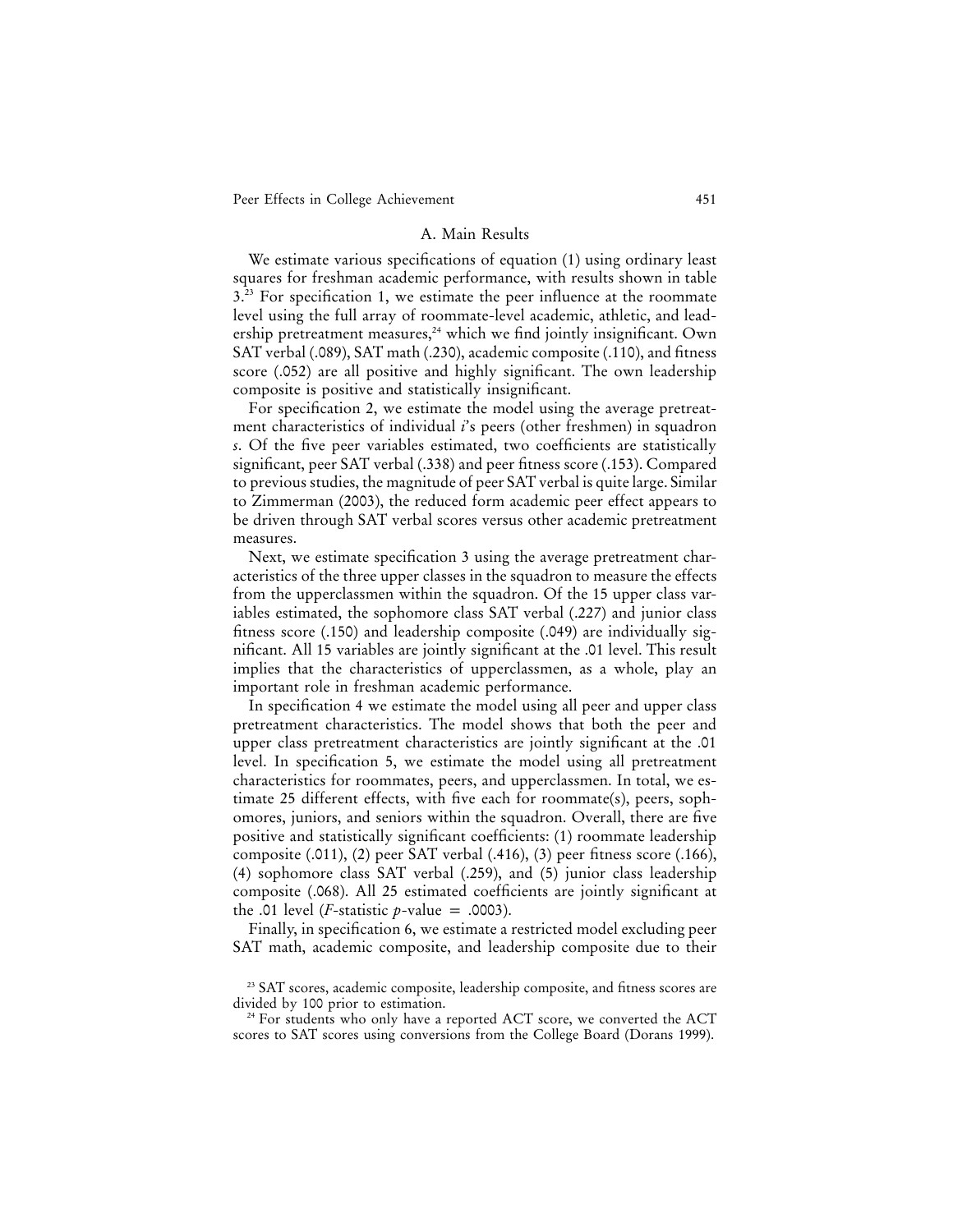### A. Main Results

We estimate various specifications of equation (1) using ordinary least squares for freshman academic performance, with results shown in table 3.[23] For specification 1, we estimate the peer influence at the roommate level using the full array of roommate-level academic, athletic, and leadership pretreatment measures,[24] which we find jointly insignificant. Own SAT verbal (.089), SAT math (.230), academic composite (.110), and fitness score (.052) are all positive and highly significant. The own leadership composite is positive and statistically insignificant.

For specification 2, we estimate the model using the average pretreatment characteristics of individual *i*'s peers (other freshmen) in squadron *s*. Of the five peer variables estimated, two coefficients are statistically significant, peer SAT verbal (.338) and peer fitness score (.153). Compared to previous studies, the magnitude of peer SAT verbal is quite large. Similar to Zimmerman (2003), the reduced form academic peer effect appears to be driven through SAT verbal scores versus other academic pretreatment measures.

Next, we estimate specification 3 using the average pretreatment characteristics of the three upper classes in the squadron to measure the effects from the upperclassmen within the squadron. Of the 15 upper class variables estimated, the sophomore class SAT verbal (.227) and junior class fitness score (.150) and leadership composite (.049) are individually significant. All 15 variables are jointly significant at the .01 level. This result implies that the characteristics of upperclassmen, as a whole, play an important role in freshman academic performance.

In specification 4 we estimate the model using all peer and upper class pretreatment characteristics. The model shows that both the peer and upper class pretreatment characteristics are jointly significant at the .01 level. In specification 5, we estimate the model using all pretreatment characteristics for roommates, peers, and upperclassmen. In total, we estimate 25 different effects, with five each for roommate(s), peers, sophomores, juniors, and seniors within the squadron. Overall, there are five positive and statistically significant coefficients: (1) roommate leadership composite (.011), (2) peer SAT verbal (.416), (3) peer fitness score (.166), (4) sophomore class SAT verbal (.259), and (5) junior class leadership composite (.068). All 25 estimated coefficients are jointly significant at the .01 level (*F*-statistic $p$-value $= .0003$).

Finally, in specification 6, we estimate a restricted model excluding peer SAT math, academic composite, and leadership composite due to their

[23] SAT scores, academic composite, leadership composite, and fitness scores are divided by 100 prior to estimation.

[24] For students who only have a reported ACT score, we converted the ACT scores to SAT scores using conversions from the College Board (Dorans 1999).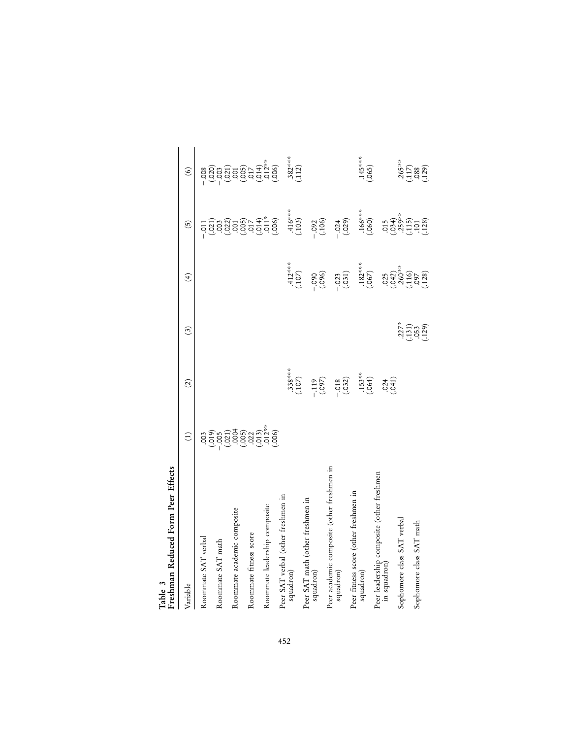**Table 3**
**Freshman Reduced Form Peer Effects**

| Variable | (1) | (2) | (3) | (4) | (5) | (6) |
|---|---|---|---|---|---|---|
| Roommate SAT verbal | .003 | | | | −.011 | −.008 |
| | (.019) | | | | (.021) | (.020) |
| Roommate SAT math | −.005 | | | | .003 | −.003 |
| | (.021) | | | | (.022) | (.021) |
| Roommate academic composite | .0004 | | | | .001 | .001 |
| | (.005) | | | | (.005) | (.005) |
| Roommate fitness score | .022 | | | | .017 | .017 |
| | (.013) | | | | (.014) | (.014) |
| Roommate leadership composite | .012** | | | | .011* | .012** |
| | (.006) | | | | (.006) | (.006) |
| Peer SAT verbal (other freshmen in squadron) | | .338*** | | .412*** | .416*** | .382*** |
| | | (.107) | | (.107) | (.103) | (.112) |
| Peer SAT math (other freshmen in squadron) | | −.119 | | −.090 | −.092 | |
| | | (.097) | | (.096) | (.106) | |
| Peer academic composite (other freshmen in squadron) | | −.018 | | −.023 | −.024 | |
| | | (.032) | | (.031) | (.029) | |
| Peer fitness score (other freshmen in squadron) | | .153** | | .182*** | .166*** | .145*** |
| | | (.064) | | (.067) | (.060) | (.065) |
| Peer leadership composite (other freshmen in squadron) | | .024 | | .025 | .015 | |
| | | (.041) | | (.042) | (.034) | |
| Sophomore class SAT verbal | | | .227* | .260** | .259** | .265** |
| | | | (.131) | (.116) | (.115) | (.117) |
| Sophomore class SAT math | | | .053 | .097 | .101 | .088 |
| | | | (.129) | (.128) | (.128) | (.129) |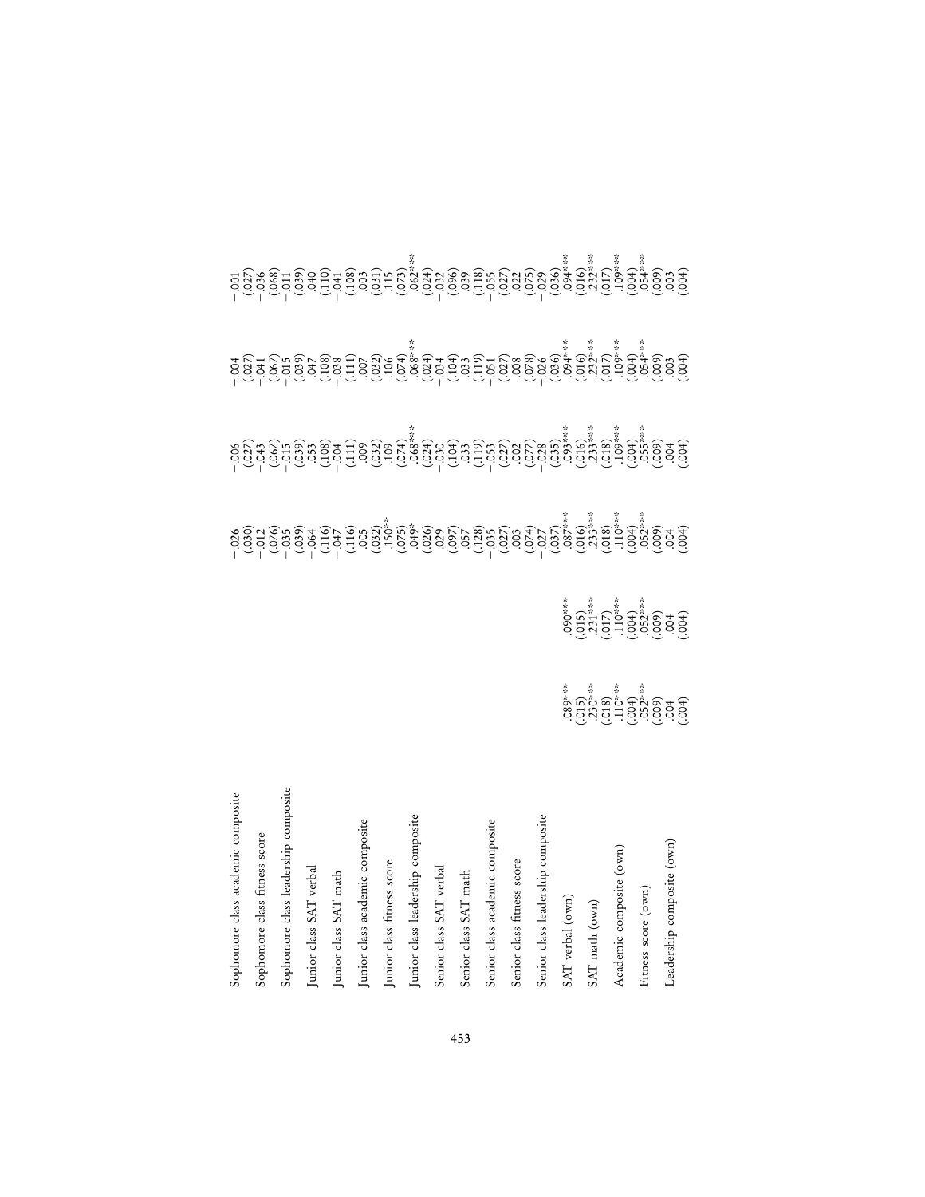| | | | | | | |
|---|---|---|---|---|---|---|
| Sophomore class academic composite | | | −.026 | −.006 | −.004 | −.001 |
| | | | (.030) | (.027) | (.027) | (.027) |
| Sophomore class fitness score | | | −.012 | −.043 | −.041 | −.036 |
| | | | (.076) | (.067) | (.067) | (.068) |
| Sophomore class leadership composite | | | −.035 | −.015 | −.015 | −.011 |
| | | | (.039) | (.039) | (.039) | (.039) |
| Junior class SAT verbal | | | −.064 | .053 | .047 | .040 |
| | | | (.116) | (.108) | (.108) | (.110) |
| Junior class SAT math | | | −.047 | −.004 | −.038 | −.041 |
| | | | (.116) | (.111) | (.111) | (.108) |
| Junior class academic composite | | | .005 | .009 | .007 | .003 |
| | | | (.032) | (.032) | (.032) | (.031) |
| Junior class fitness score | | | .150** | .109 | .106 | .115 |
| | | | (.075) | (.074) | (.074) | (.073) |
| Junior class leadership composite | | | .049* | .068*** | .068*** | .062*** |
| | | | (.026) | (.024) | (.024) | (.024) |
| Senior class SAT verbal | | | .029 | −.030 | −.034 | −.032 |
| | | | (.097) | (.104) | (.104) | (.096) |
| Senior class SAT math | | | .057 | .033 | .033 | .039 |
| | | | (.128) | (.119) | (.119) | (.118) |
| Senior class academic composite | | | −.035 | −.053 | −.051 | −.055 |
| | | | (.027) | (.027) | (.027) | (.027) |
| Senior class fitness score | | | .003 | .002 | .008 | .022 |
| | | | (.074) | (.077) | (.078) | (.075) |
| Senior class leadership composite | | | −.027 | −.028 | −.026 | −.029 |
| | | | (.037) | (.035) | (.036) | (.036) |
| SAT verbal (own) | .089*** | .090*** | .087*** | .093*** | .094*** | .094*** |
| | (.015) | (.015) | (.016) | (.016) | (.016) | (.016) |
| SAT math (own) | .230*** | .231*** | .233*** | .233*** | .232*** | .232*** |
| | (.018) | (.017) | (.018) | (.018) | (.017) | (.017) |
| Academic composite (own) | .110*** | .110*** | .110*** | .109*** | .109*** | .109*** |
| | (.004) | (.004) | (.004) | (.004) | (.004) | (.004) |
| Fitness score (own) | .052*** | .052*** | .052*** | .055*** | .054*** | .054*** |
| | (.009) | (.009) | (.009) | (.009) | (.009) | (.009) |
| Leadership composite (own) | .004 | .004 | .004 | .004 | .003 | .003 |
| | (.004) | (.004) | (.004) | (.004) | (.004) | (.004) |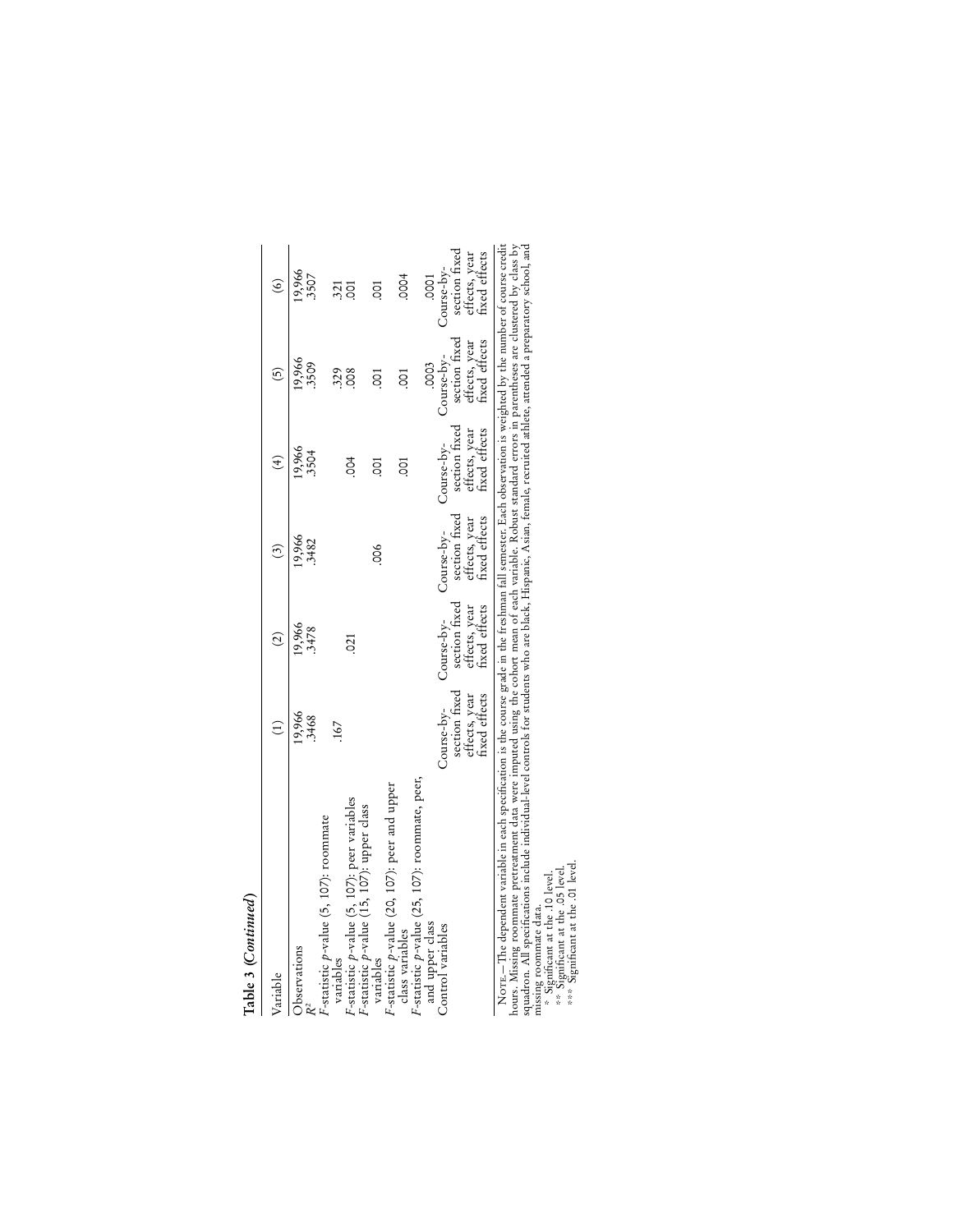**Table 3 (*Continued*)**

| Variable | (1) | (2) | (3) | (4) | (5) | (6) |
|---|---|---|---|---|---|---|
| Observations | 19,966 | 19,966 | 19,966 | 19,966 | 19,966 | 19,966 |
| $R^2$ | .3468 | .3478 | .3482 | .3504 | .3509 | .3507 |
| $F$-statistic $p$-value (5, 107): roommate variables | .167 | | | | .329 | .321 |
| $F$-statistic $p$-value (5, 107): peer variables | | .021 | | .004 | .008 | .001 |
| $F$-statistic $p$-value (15, 107): upper class variables | | | .006 | .001 | .001 | .001 |
| $F$-statistic $p$-value (20, 107): peer and upper class variables | | | | .001 | .001 | .0004 |
| $F$-statistic $p$-value (25, 107): roommate, peer, and upper class | | | | | .0003 | .0001 |
| Control variables | Course-by-section fixed effects, year fixed effects | Course-by-section fixed effects, year fixed effects | Course-by-section fixed effects, year fixed effects | Course-by-section fixed effects, year fixed effects | Course-by-section fixed effects, year fixed effects | Course-by-section fixed effects, year fixed effects |

Note.—The dependent variable in each specification is the course grade in the freshman fall semester. Each observation is weighted by the number of course credit hours. Missing roommate pretreatment data were imputed using the cohort mean of each variable. Robust standard errors in parentheses are clustered by class by squadron. All specifications include individual-level controls for students who are black, Hispanic, Asian, female, recruited athlete, attended a preparatory school, and missing roommate data.

\* Significant at the .10 level.

\*\* Significant at the .05 level.

\*\*\* Significant at the .01 level.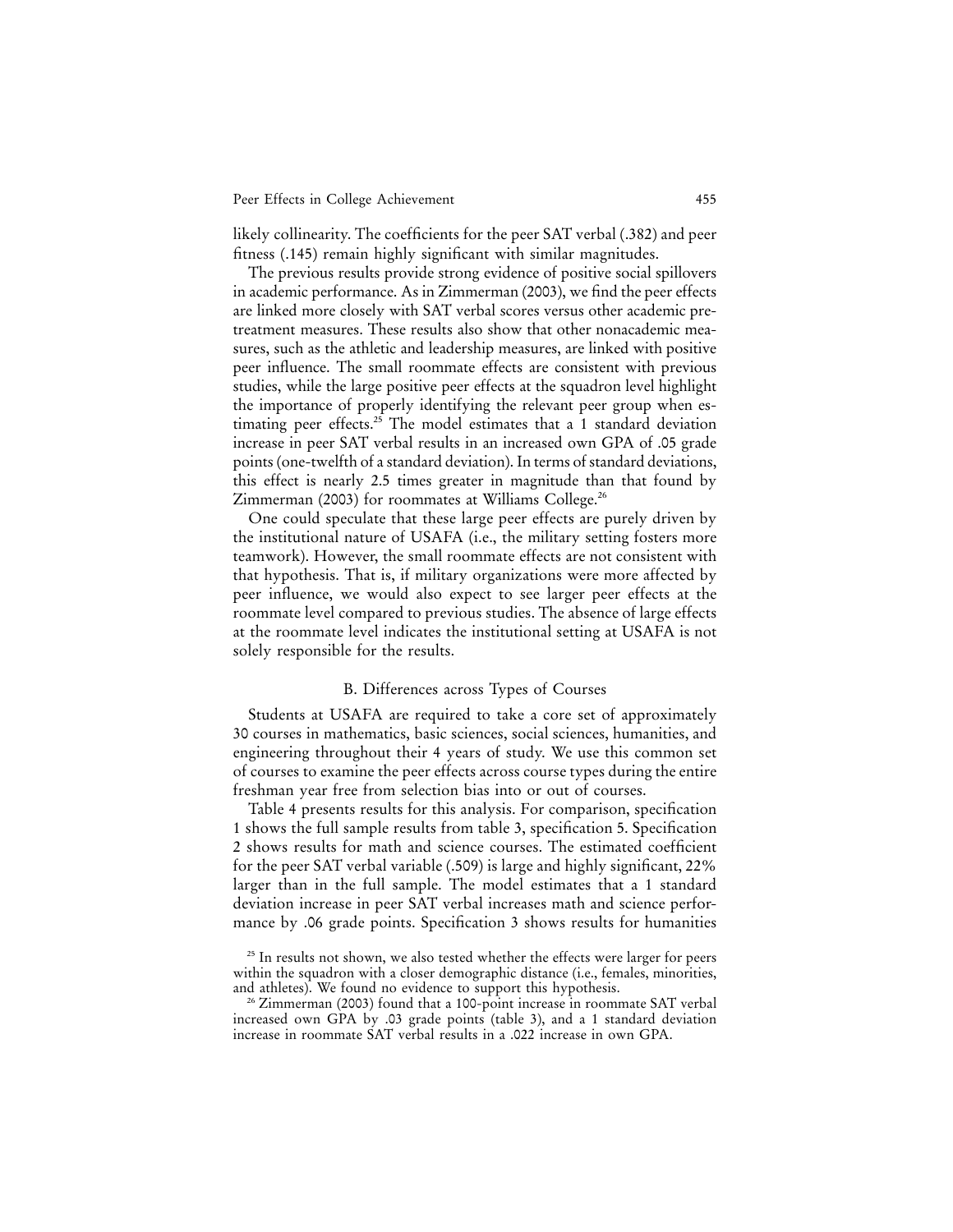likely collinearity. The coefficients for the peer SAT verbal (.382) and peer fitness (.145) remain highly significant with similar magnitudes.

The previous results provide strong evidence of positive social spillovers in academic performance. As in Zimmerman (2003), we find the peer effects are linked more closely with SAT verbal scores versus other academic pretreatment measures. These results also show that other nonacademic measures, such as the athletic and leadership measures, are linked with positive peer influence. The small roommate effects are consistent with previous studies, while the large positive peer effects at the squadron level highlight the importance of properly identifying the relevant peer group when estimating peer effects.[25] The model estimates that a 1 standard deviation increase in peer SAT verbal results in an increased own GPA of .05 grade points (one-twelfth of a standard deviation). In terms of standard deviations, this effect is nearly 2.5 times greater in magnitude than that found by Zimmerman (2003) for roommates at Williams College.[26]

One could speculate that these large peer effects are purely driven by the institutional nature of USAFA (i.e., the military setting fosters more teamwork). However, the small roommate effects are not consistent with that hypothesis. That is, if military organizations were more affected by peer influence, we would also expect to see larger peer effects at the roommate level compared to previous studies. The absence of large effects at the roommate level indicates the institutional setting at USAFA is not solely responsible for the results.

## B. Differences across Types of Courses

Students at USAFA are required to take a core set of approximately 30 courses in mathematics, basic sciences, social sciences, humanities, and engineering throughout their 4 years of study. We use this common set of courses to examine the peer effects across course types during the entire freshman year free from selection bias into or out of courses.

Table 4 presents results for this analysis. For comparison, specification 1 shows the full sample results from table 3, specification 5. Specification 2 shows results for math and science courses. The estimated coefficient for the peer SAT verbal variable (.509) is large and highly significant, 22% larger than in the full sample. The model estimates that a 1 standard deviation increase in peer SAT verbal increases math and science performance by .06 grade points. Specification 3 shows results for humanities

[25] In results not shown, we also tested whether the effects were larger for peers within the squadron with a closer demographic distance (i.e., females, minorities, and athletes). We found no evidence to support this hypothesis.

[26] Zimmerman (2003) found that a 100-point increase in roommate SAT verbal increased own GPA by .03 grade points (table 3), and a 1 standard deviation increase in roommate SAT verbal results in a .022 increase in own GPA.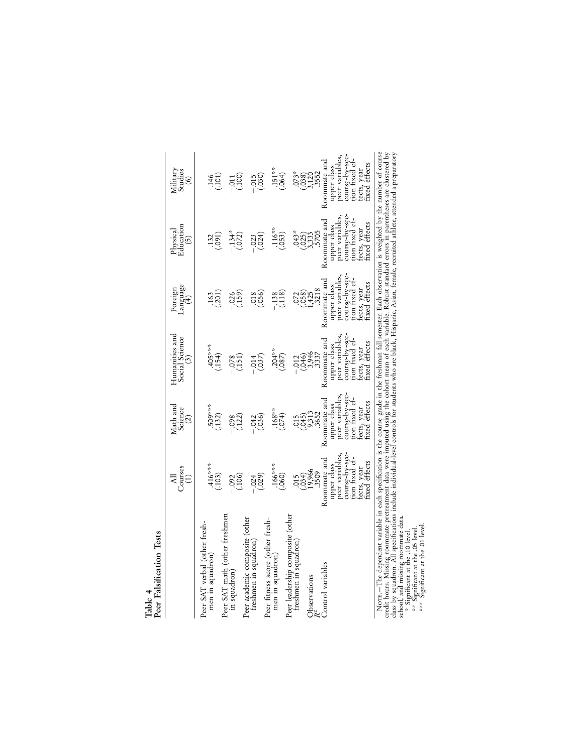**Table 4**
**Peer Falsification Tests**

| | All Courses (1) | Math and Science (2) | Humanities and Social Science (3) | Foreign Language (4) | Physical Education (5) | Military Studies (6) |
|---|---|---|---|---|---|---|
| Peer SAT verbal (other freshmen in squadron) | .416*** | .509*** | .405*** | .163 | .132 | .146 |
| | (.103) | (.132) | (.154) | (.201) | (.091) | (.101) |
| Peer SAT math (other freshmen in squadron) | −.092 | −.098 | −.078 | −.026 | −.134* | −.011 |
| | (.106) | (.122) | (.151) | (.159) | (.072) | (.100) |
| Peer academic composite (other freshmen in squadron) | −.024 | −.042 | −.014 | .018 | −.023 | −.015 |
| | (.029) | (.036) | (.037) | (.056) | (.024) | (.030) |
| Peer fitness score (other freshmen in squadron) | .166*** | .168** | .204** | −.138 | .116** | .151** |
| | (.060) | (.074) | (.087) | (.118) | (.053) | (.064) |
| Peer leadership composite (other freshmen in squadron) | .015 | .015 | −.012 | .072 | .043* | .073* |
| | (.034) | (.045) | (.046) | (.058) | (.025) | (.038) |
| Observations | 19,966 | 9,313 | 3,946 | 1,425 | 3,333 | 3,120 |
| $R^2$ | .3509 | .3652 | .3337 | .3218 | .5705 | .3552 |
| Control variables | Roommate and upper class peer variables, course-by-section fixed effects, year fixed effects | Roommate and upper class peer variables, course-by-section fixed effects, year fixed effects | Roommate and upper class peer variables, course-by-section fixed effects, year fixed effects | Roommate and upper class peer variables, course-by-section fixed effects, year fixed effects | Roommate and upper class peer variables, course-by-section fixed effects, year fixed effects | Roommate and upper class peer variables, course-by-section fixed effects, year fixed effects |

Note.—The dependent variable in each specification is the course grade in the freshman fall semester. Each observation is weighted by the number of course credit hours. Missing roommate pretreatment data were imputed using the cohort mean of each variable. Robust standard errors in parentheses are clustered by class by squadron. All specifications include individual-level controls for students who are black, Hispanic, Asian, female, recruited athlete, attended a preparatory school, and missing roommate data.

\* Significant at the .10 level.
\*\* Significant at the .05 level.
\*\*\* Significant at the .01 level.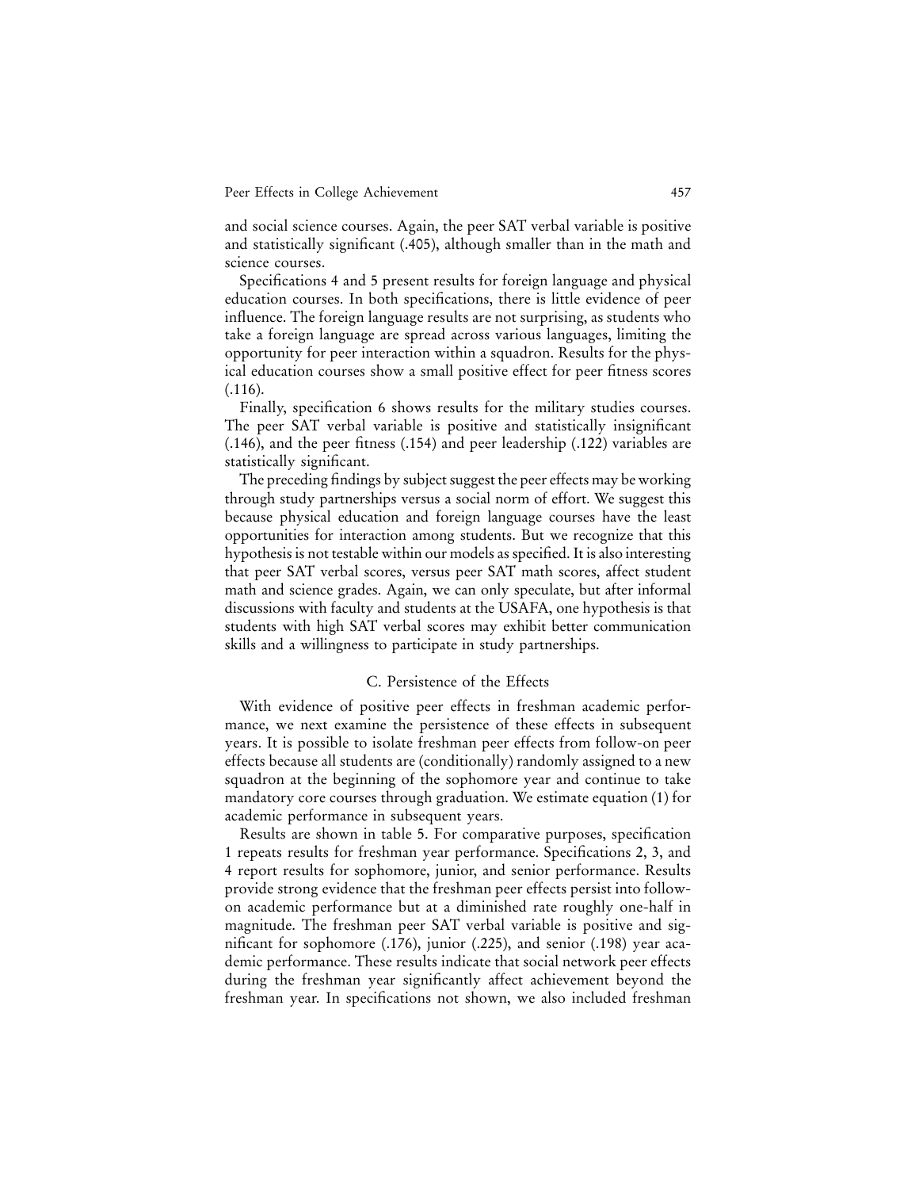and social science courses. Again, the peer SAT verbal variable is positive and statistically significant (.405), although smaller than in the math and science courses.

Specifications 4 and 5 present results for foreign language and physical education courses. In both specifications, there is little evidence of peer influence. The foreign language results are not surprising, as students who take a foreign language are spread across various languages, limiting the opportunity for peer interaction within a squadron. Results for the physical education courses show a small positive effect for peer fitness scores (.116).

Finally, specification 6 shows results for the military studies courses. The peer SAT verbal variable is positive and statistically insignificant (.146), and the peer fitness (.154) and peer leadership (.122) variables are statistically significant.

The preceding findings by subject suggest the peer effects may be working through study partnerships versus a social norm of effort. We suggest this because physical education and foreign language courses have the least opportunities for interaction among students. But we recognize that this hypothesis is not testable within our models as specified. It is also interesting that peer SAT verbal scores, versus peer SAT math scores, affect student math and science grades. Again, we can only speculate, but after informal discussions with faculty and students at the USAFA, one hypothesis is that students with high SAT verbal scores may exhibit better communication skills and a willingness to participate in study partnerships.

### C. Persistence of the Effects

With evidence of positive peer effects in freshman academic performance, we next examine the persistence of these effects in subsequent years. It is possible to isolate freshman peer effects from follow-on peer effects because all students are (conditionally) randomly assigned to a new squadron at the beginning of the sophomore year and continue to take mandatory core courses through graduation. We estimate equation (1) for academic performance in subsequent years.

Results are shown in table 5. For comparative purposes, specification 1 repeats results for freshman year performance. Specifications 2, 3, and 4 report results for sophomore, junior, and senior performance. Results provide strong evidence that the freshman peer effects persist into follow-on academic performance but at a diminished rate roughly one-half in magnitude. The freshman peer SAT verbal variable is positive and significant for sophomore (.176), junior (.225), and senior (.198) year academic performance. These results indicate that social network peer effects during the freshman year significantly affect achievement beyond the freshman year. In specifications not shown, we also included freshman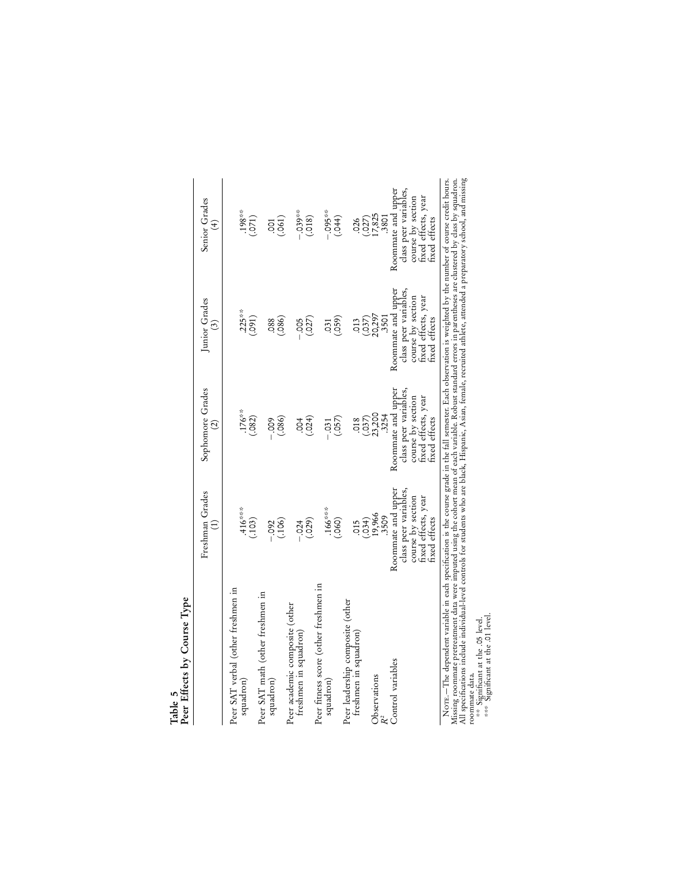**Table 5**
**Peer Effects by Course Type**

| | Freshman Grades (1) | Sophomore Grades (2) | Junior Grades (3) | Senior Grades (4) |
|---|---|---|---|---|
| Peer SAT verbal (other freshmen in squadron) | .416*** | .176** | .225** | .198** |
| | (.103) | (.082) | (.091) | (.071) |
| Peer SAT math (other freshmen in squadron) | −.092 | −.009 | .088 | .001 |
| | (.106) | (.086) | (.086) | (.061) |
| Peer academic composite (other freshmen in squadron) | −.024 | .004 | −.005 | −.039** |
| | (.029) | (.024) | (.027) | (.018) |
| Peer fitness score (other freshmen in squadron) | .166*** | −.031 | .031 | −.095** |
| | (.060) | (.057) | (.059) | (.044) |
| Peer leadership composite (other freshmen in squadron) | .015 | .018 | .013 | .026 |
| | (.034) | (.037) | (.037) | (.027) |
| Observations | 19,966 | 23,200 | 20,297 | 17,825 |
| $R^2$ | .3509 | .3254 | .3501 | .3801 |
| Control variables | Roommate and upper class peer variables, course by section fixed effects, year fixed effects | Roommate and upper class peer variables, course by section fixed effects, year fixed effects | Roommate and upper class peer variables, course by section fixed effects, year fixed effects | Roommate and upper class peer variables, course by section fixed effects, year fixed effects |

Note.—The dependent variable in each specification is the course grade in the fall semester. Each observation is weighted by the number of course credit hours. Missing roommate pretreatment data were imputed using the cohort mean of each variable. Robust standard errors in parentheses are clustered by class by squadron. All specifications include individual-level controls for students who are black, Hispanic, Asian, female, recruited athlete, attended a preparatory school, and missing roommate data.
** Significant at the .05 level.
*** Significant at the .01 level.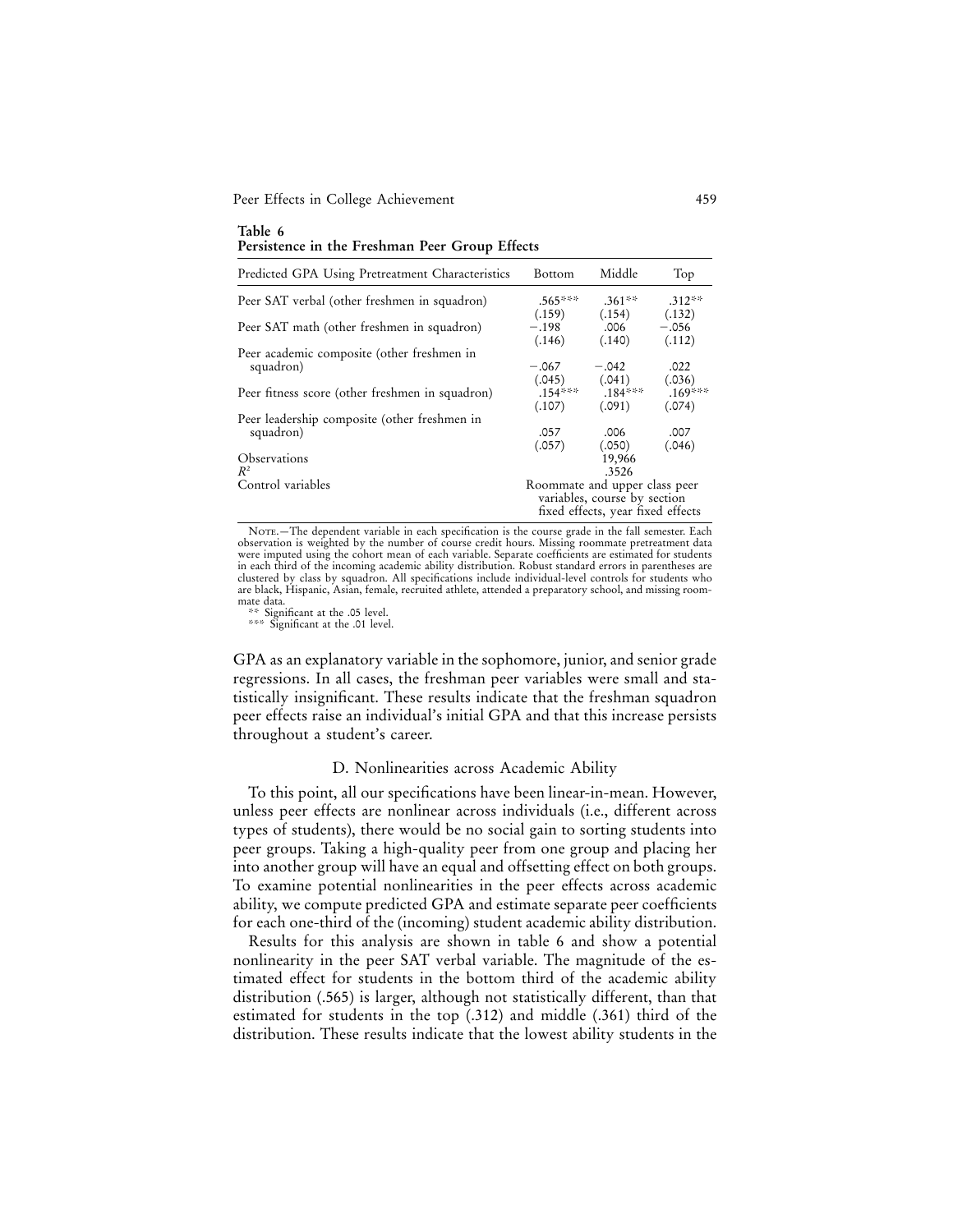**Table 6**
**Persistence in the Freshman Peer Group Effects**

| Predicted GPA Using Pretreatment Characteristics | Bottom | Middle | Top |
|---|---|---|---|
| Peer SAT verbal (other freshmen in squadron) | .565*** | .361** | .312** |
| | (.159) | (.154) | (.132) |
| Peer SAT math (other freshmen in squadron) | −.198 | .006 | −.056 |
| | (.146) | (.140) | (.112) |
| Peer academic composite (other freshmen in squadron) | −.067 | −.042 | .022 |
| | (.045) | (.041) | (.036) |
| Peer fitness score (other freshmen in squadron) | .154*** | .184*** | .169*** |
| | (.107) | (.091) | (.074) |
| Peer leadership composite (other freshmen in squadron) | .057 | .006 | .007 |
| | (.057) | (.050) | (.046) |
| Observations | | 19,966 | |
| $R^2$ | | .3526 | |
| Control variables | Roommate and upper class peer variables, course by section fixed effects, year fixed effects | | |

Note.—The dependent variable in each specification is the course grade in the fall semester. Each observation is weighted by the number of course credit hours. Missing roommate pretreatment data were imputed using the cohort mean of each variable. Separate coefficients are estimated for students in each third of the incoming academic ability distribution. Robust standard errors in parentheses are clustered by class by squadron. All specifications include individual-level controls for students who are black, Hispanic, Asian, female, recruited athlete, attended a preparatory school, and missing roommate data.

** Significant at the .05 level.
*** Significant at the .01 level.

GPA as an explanatory variable in the sophomore, junior, and senior grade regressions. In all cases, the freshman peer variables were small and statistically insignificant. These results indicate that the freshman squadron peer effects raise an individual's initial GPA and that this increase persists throughout a student's career.

### D. Nonlinearities across Academic Ability

To this point, all our specifications have been linear-in-mean. However, unless peer effects are nonlinear across individuals (i.e., different across types of students), there would be no social gain to sorting students into peer groups. Taking a high-quality peer from one group and placing her into another group will have an equal and offsetting effect on both groups. To examine potential nonlinearities in the peer effects across academic ability, we compute predicted GPA and estimate separate peer coefficients for each one-third of the (incoming) student academic ability distribution.

Results for this analysis are shown in table 6 and show a potential nonlinearity in the peer SAT verbal variable. The magnitude of the estimated effect for students in the bottom third of the academic ability distribution (.565) is larger, although not statistically different, than that estimated for students in the top (.312) and middle (.361) third of the distribution. These results indicate that the lowest ability students in the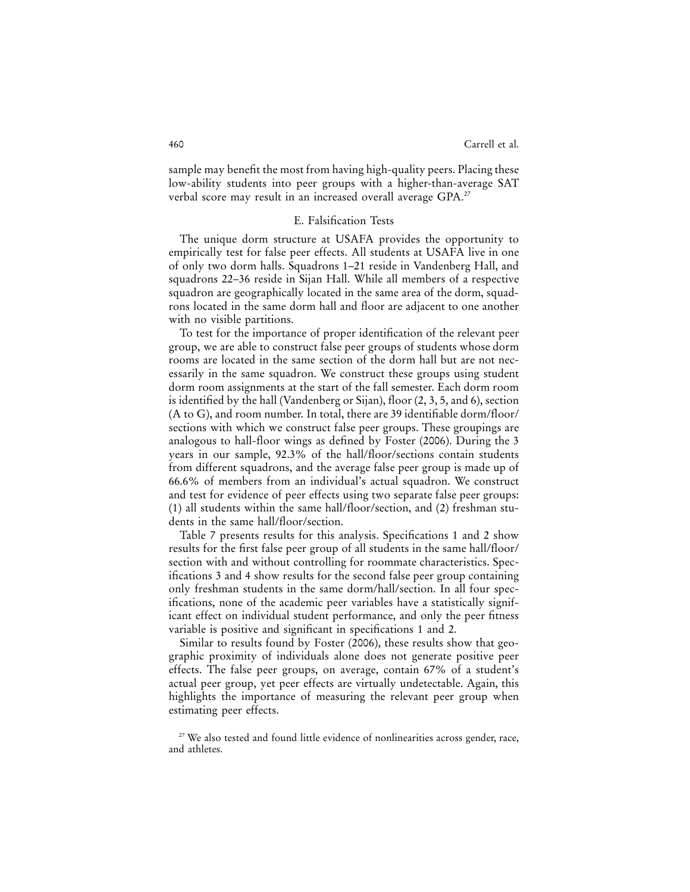sample may benefit the most from having high-quality peers. Placing these low-ability students into peer groups with a higher-than-average SAT verbal score may result in an increased overall average GPA.[27]

### E. Falsification Tests

The unique dorm structure at USAFA provides the opportunity to empirically test for false peer effects. All students at USAFA live in one of only two dorm halls. Squadrons 1–21 reside in Vandenberg Hall, and squadrons 22–36 reside in Sijan Hall. While all members of a respective squadron are geographically located in the same area of the dorm, squadrons located in the same dorm hall and floor are adjacent to one another with no visible partitions.

To test for the importance of proper identification of the relevant peer group, we are able to construct false peer groups of students whose dorm rooms are located in the same section of the dorm hall but are not necessarily in the same squadron. We construct these groups using student dorm room assignments at the start of the fall semester. Each dorm room is identified by the hall (Vandenberg or Sijan), floor (2, 3, 5, and 6), section (A to G), and room number. In total, there are 39 identifiable dorm/floor/sections with which we construct false peer groups. These groupings are analogous to hall-floor wings as defined by Foster (2006). During the 3 years in our sample, 92.3% of the hall/floor/sections contain students from different squadrons, and the average false peer group is made up of 66.6% of members from an individual's actual squadron. We construct and test for evidence of peer effects using two separate false peer groups: (1) all students within the same hall/floor/section, and (2) freshman students in the same hall/floor/section.

Table 7 presents results for this analysis. Specifications 1 and 2 show results for the first false peer group of all students in the same hall/floor/section with and without controlling for roommate characteristics. Specifications 3 and 4 show results for the second false peer group containing only freshman students in the same dorm/hall/section. In all four specifications, none of the academic peer variables have a statistically significant effect on individual student performance, and only the peer fitness variable is positive and significant in specifications 1 and 2.

Similar to results found by Foster (2006), these results show that geographic proximity of individuals alone does not generate positive peer effects. The false peer groups, on average, contain 67% of a student's actual peer group, yet peer effects are virtually undetectable. Again, this highlights the importance of measuring the relevant peer group when estimating peer effects.

[27] We also tested and found little evidence of nonlinearities across gender, race, and athletes.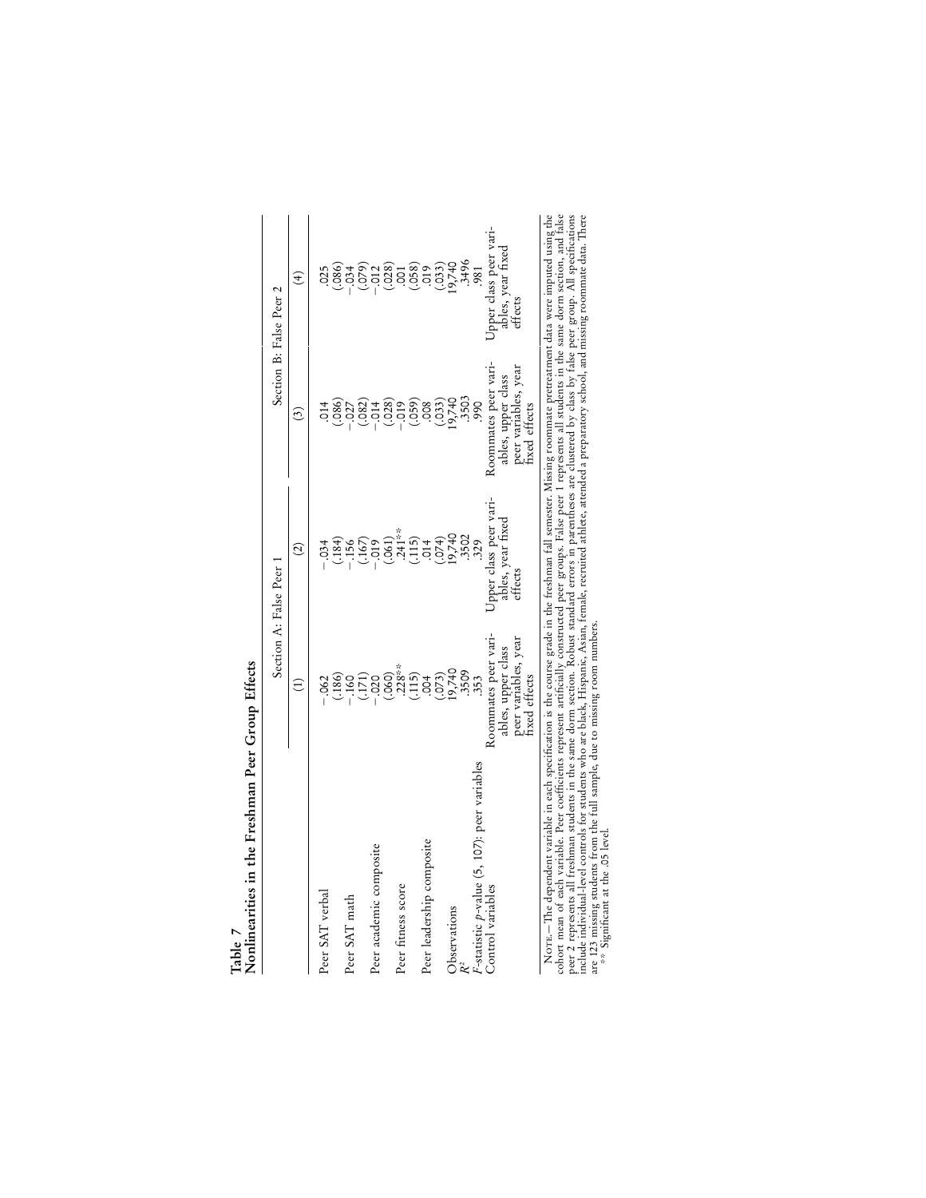**Table 7**
**Nonlinearities in the Freshman Peer Group Effects**

| | Section A: False Peer 1 | | Section B: False Peer 2 | |
|---|---|---|---|---|
| | (1) | (2) | (3) | (4) |
| Peer SAT verbal | −.062 | −.034 | .014 | .025 |
| | (.186) | (.184) | (.086) | (.086) |
| Peer SAT math | −.160 | −.156 | −.027 | −.034 |
| | (.171) | (.167) | (.082) | (.079) |
| Peer academic composite | −.020 | −.019 | −.014 | −.012 |
| | (.060) | (.061) | (.028) | (.028) |
| Peer fitness score | .228** | .241** | −.019 | .001 |
| | (.115) | (.115) | (.059) | (.058) |
| Peer leadership composite | .004 | .014 | .008 | .019 |
| | (.073) | (.074) | (.033) | (.033) |
| Observations | 19,740 | 19,740 | 19,740 | 19,740 |
| $R^2$ | .3509 | .3502 | .3503 | .3496 |
| $F$-statistic $p$-value (5, 107): peer variables | .353 | .329 | .990 | .981 |
| Control variables | Roommates peer variables, upper class peer variables, year fixed effects | Upper class peer variables, year fixed effects | Roommates peer variables, upper class peer variables, year fixed effects | Upper class peer variables, year fixed effects |

NOTE.—The dependent variable in each specification is the course grade in the freshman fall semester. Missing roommate pretreatment data were imputed using the cohort mean of each variable. Peer coefficients represent artificially constructed peer groups. False peer 1 represents all students in the same dorm section, and false peer 2 represents all freshman students in the same dorm section. Robust standard errors in parentheses are clustered by class by false peer group. All specifications include individual-level controls for students who are black, Hispanic, Asian, female, recruited athlete, attended a preparatory school, and missing roommate data. There are 123 missing students from the full sample, due to missing room numbers.

** Significant at the .05 level.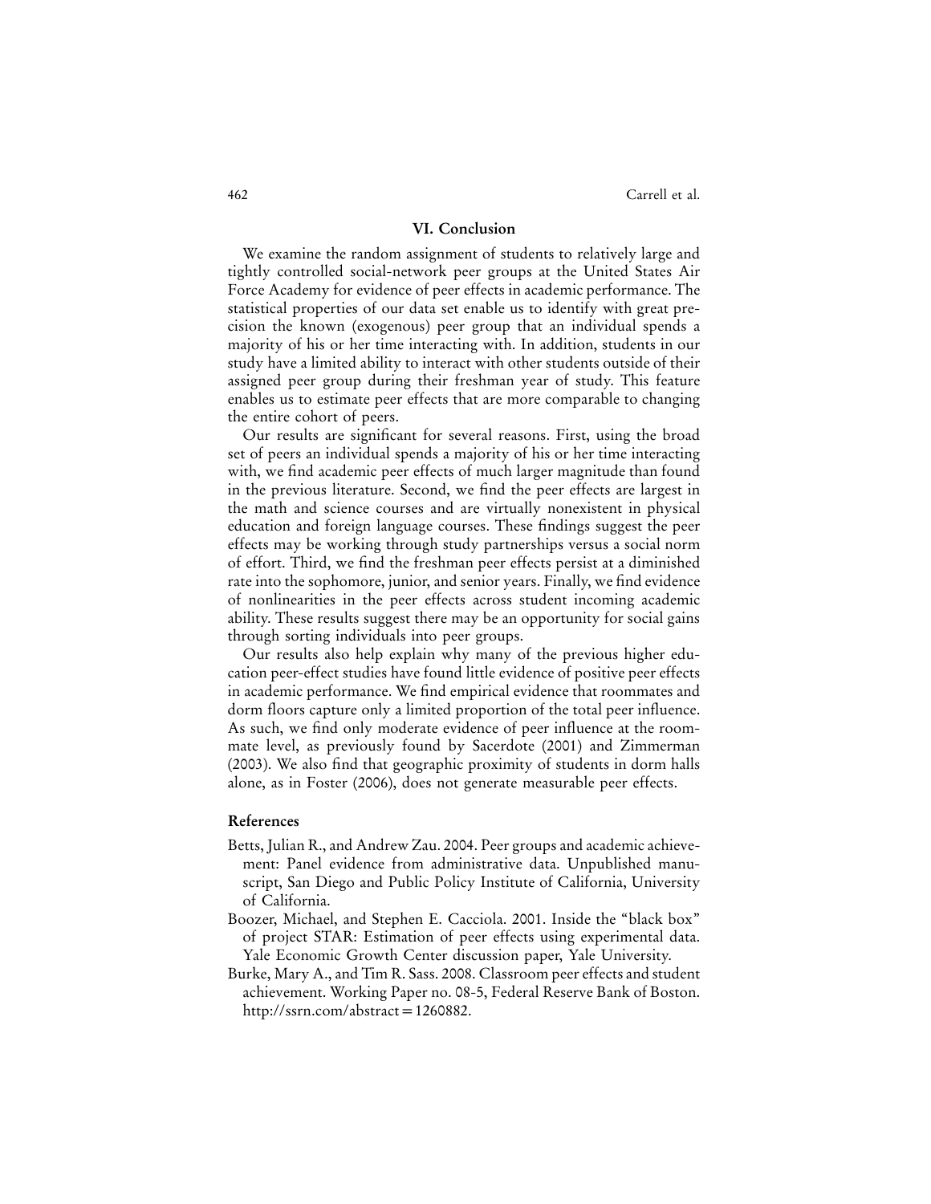## VI. Conclusion

We examine the random assignment of students to relatively large and tightly controlled social-network peer groups at the United States Air Force Academy for evidence of peer effects in academic performance. The statistical properties of our data set enable us to identify with great precision the known (exogenous) peer group that an individual spends a majority of his or her time interacting with. In addition, students in our study have a limited ability to interact with other students outside of their assigned peer group during their freshman year of study. This feature enables us to estimate peer effects that are more comparable to changing the entire cohort of peers.

Our results are significant for several reasons. First, using the broad set of peers an individual spends a majority of his or her time interacting with, we find academic peer effects of much larger magnitude than found in the previous literature. Second, we find the peer effects are largest in the math and science courses and are virtually nonexistent in physical education and foreign language courses. These findings suggest the peer effects may be working through study partnerships versus a social norm of effort. Third, we find the freshman peer effects persist at a diminished rate into the sophomore, junior, and senior years. Finally, we find evidence of nonlinearities in the peer effects across student incoming academic ability. These results suggest there may be an opportunity for social gains through sorting individuals into peer groups.

Our results also help explain why many of the previous higher education peer-effect studies have found little evidence of positive peer effects in academic performance. We find empirical evidence that roommates and dorm floors capture only a limited proportion of the total peer influence. As such, we find only moderate evidence of peer influence at the roommate level, as previously found by Sacerdote (2001) and Zimmerman (2003). We also find that geographic proximity of students in dorm halls alone, as in Foster (2006), does not generate measurable peer effects.

### References

Betts, Julian R., and Andrew Zau. 2004. Peer groups and academic achievement: Panel evidence from administrative data. Unpublished manuscript, San Diego and Public Policy Institute of California, University of California.

Boozer, Michael, and Stephen E. Cacciola. 2001. Inside the "black box" of project STAR: Estimation of peer effects using experimental data. Yale Economic Growth Center discussion paper, Yale University.

Burke, Mary A., and Tim R. Sass. 2008. Classroom peer effects and student achievement. Working Paper no. 08-5, Federal Reserve Bank of Boston. http://ssrn.com/abstract=1260882.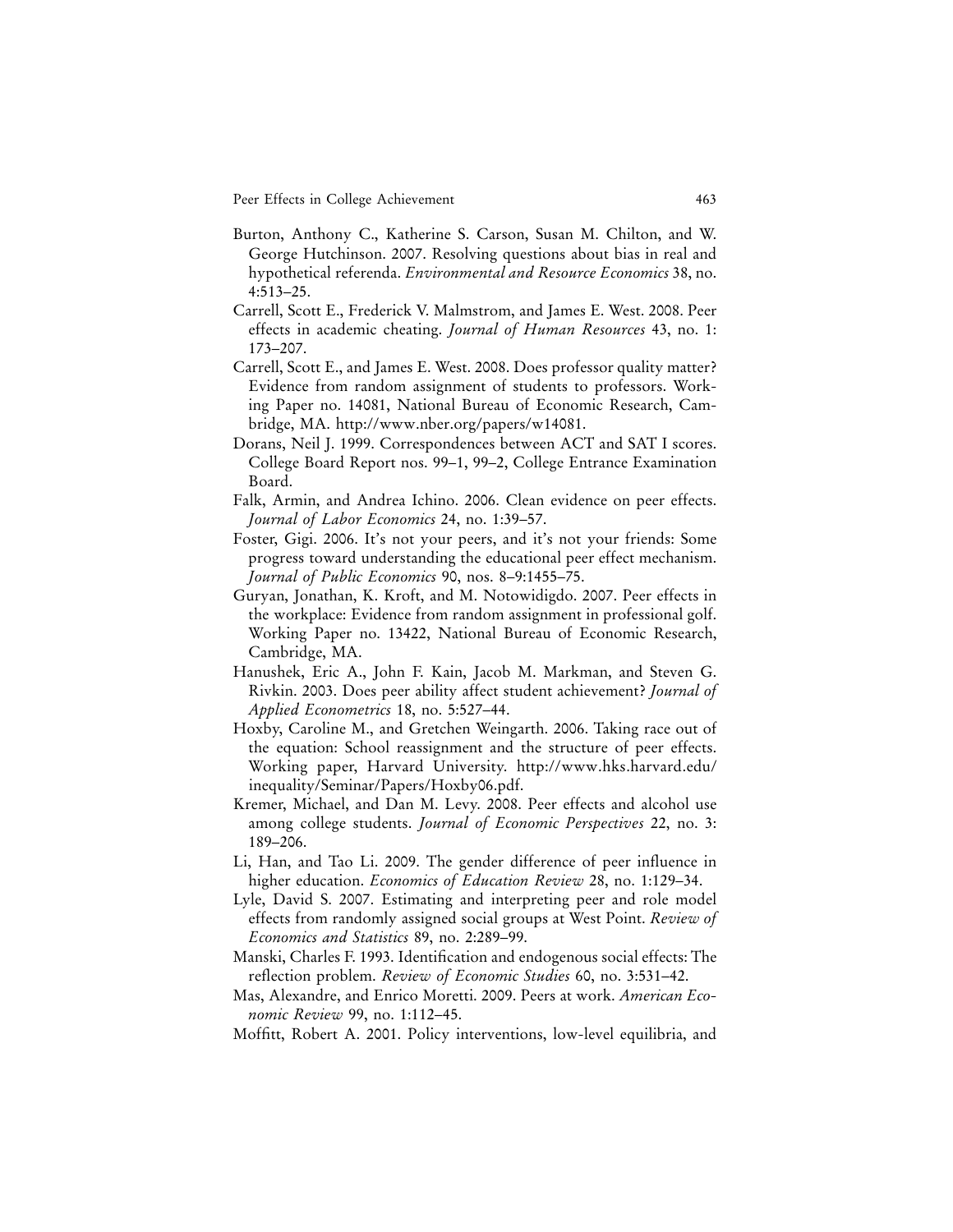Burton, Anthony C., Katherine S. Carson, Susan M. Chilton, and W. George Hutchinson. 2007. Resolving questions about bias in real and hypothetical referenda. *Environmental and Resource Economics* 38, no. 4:513–25.

Carrell, Scott E., Frederick V. Malmstrom, and James E. West. 2008. Peer effects in academic cheating. *Journal of Human Resources* 43, no. 1: 173–207.

Carrell, Scott E., and James E. West. 2008. Does professor quality matter? Evidence from random assignment of students to professors. Working Paper no. 14081, National Bureau of Economic Research, Cambridge, MA. http://www.nber.org/papers/w14081.

Dorans, Neil J. 1999. Correspondences between ACT and SAT I scores. College Board Report nos. 99–1, 99–2, College Entrance Examination Board.

Falk, Armin, and Andrea Ichino. 2006. Clean evidence on peer effects. *Journal of Labor Economics* 24, no. 1:39–57.

Foster, Gigi. 2006. It's not your peers, and it's not your friends: Some progress toward understanding the educational peer effect mechanism. *Journal of Public Economics* 90, nos. 8–9:1455–75.

Guryan, Jonathan, K. Kroft, and M. Notowidigdo. 2007. Peer effects in the workplace: Evidence from random assignment in professional golf. Working Paper no. 13422, National Bureau of Economic Research, Cambridge, MA.

Hanushek, Eric A., John F. Kain, Jacob M. Markman, and Steven G. Rivkin. 2003. Does peer ability affect student achievement? *Journal of Applied Econometrics* 18, no. 5:527–44.

Hoxby, Caroline M., and Gretchen Weingarth. 2006. Taking race out of the equation: School reassignment and the structure of peer effects. Working paper, Harvard University. http://www.hks.harvard.edu/inequality/Seminar/Papers/Hoxby06.pdf.

Kremer, Michael, and Dan M. Levy. 2008. Peer effects and alcohol use among college students. *Journal of Economic Perspectives* 22, no. 3: 189–206.

Li, Han, and Tao Li. 2009. The gender difference of peer influence in higher education. *Economics of Education Review* 28, no. 1:129–34.

Lyle, David S. 2007. Estimating and interpreting peer and role model effects from randomly assigned social groups at West Point. *Review of Economics and Statistics* 89, no. 2:289–99.

Manski, Charles F. 1993. Identification and endogenous social effects: The reflection problem. *Review of Economic Studies* 60, no. 3:531–42.

Mas, Alexandre, and Enrico Moretti. 2009. Peers at work. *American Economic Review* 99, no. 1:112–45.

Moffitt, Robert A. 2001. Policy interventions, low-level equilibria, and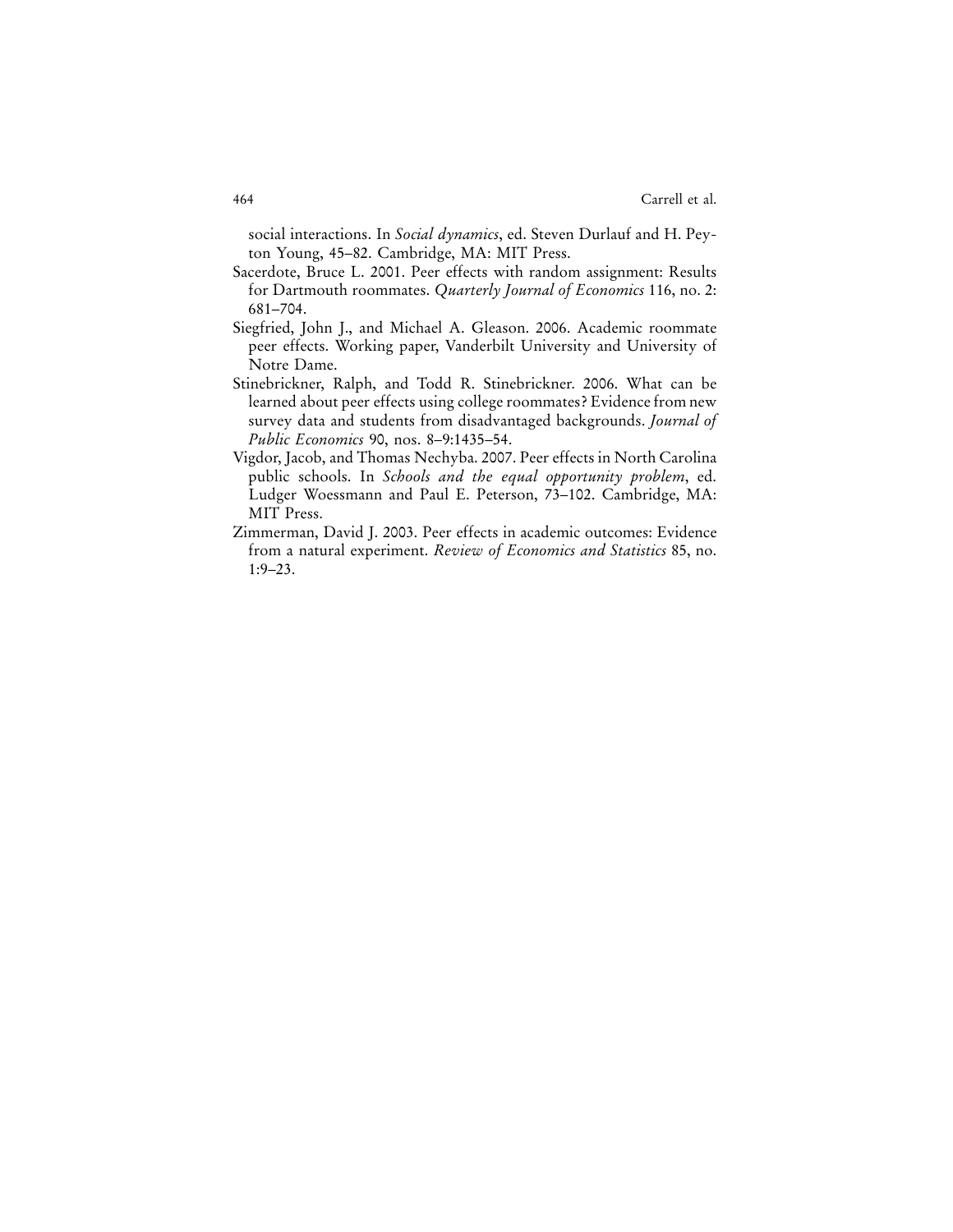social interactions. In *Social dynamics*, ed. Steven Durlauf and H. Peyton Young, 45–82. Cambridge, MA: MIT Press.

Sacerdote, Bruce L. 2001. Peer effects with random assignment: Results for Dartmouth roommates. *Quarterly Journal of Economics* 116, no. 2: 681–704.

Siegfried, John J., and Michael A. Gleason. 2006. Academic roommate peer effects. Working paper, Vanderbilt University and University of Notre Dame.

Stinebrickner, Ralph, and Todd R. Stinebrickner. 2006. What can be learned about peer effects using college roommates? Evidence from new survey data and students from disadvantaged backgrounds. *Journal of Public Economics* 90, nos. 8–9:1435–54.

Vigdor, Jacob, and Thomas Nechyba. 2007. Peer effects in North Carolina public schools. In *Schools and the equal opportunity problem*, ed. Ludger Woessmann and Paul E. Peterson, 73–102. Cambridge, MA: MIT Press.

Zimmerman, David J. 2003. Peer effects in academic outcomes: Evidence from a natural experiment. *Review of Economics and Statistics* 85, no. 1:9–23.